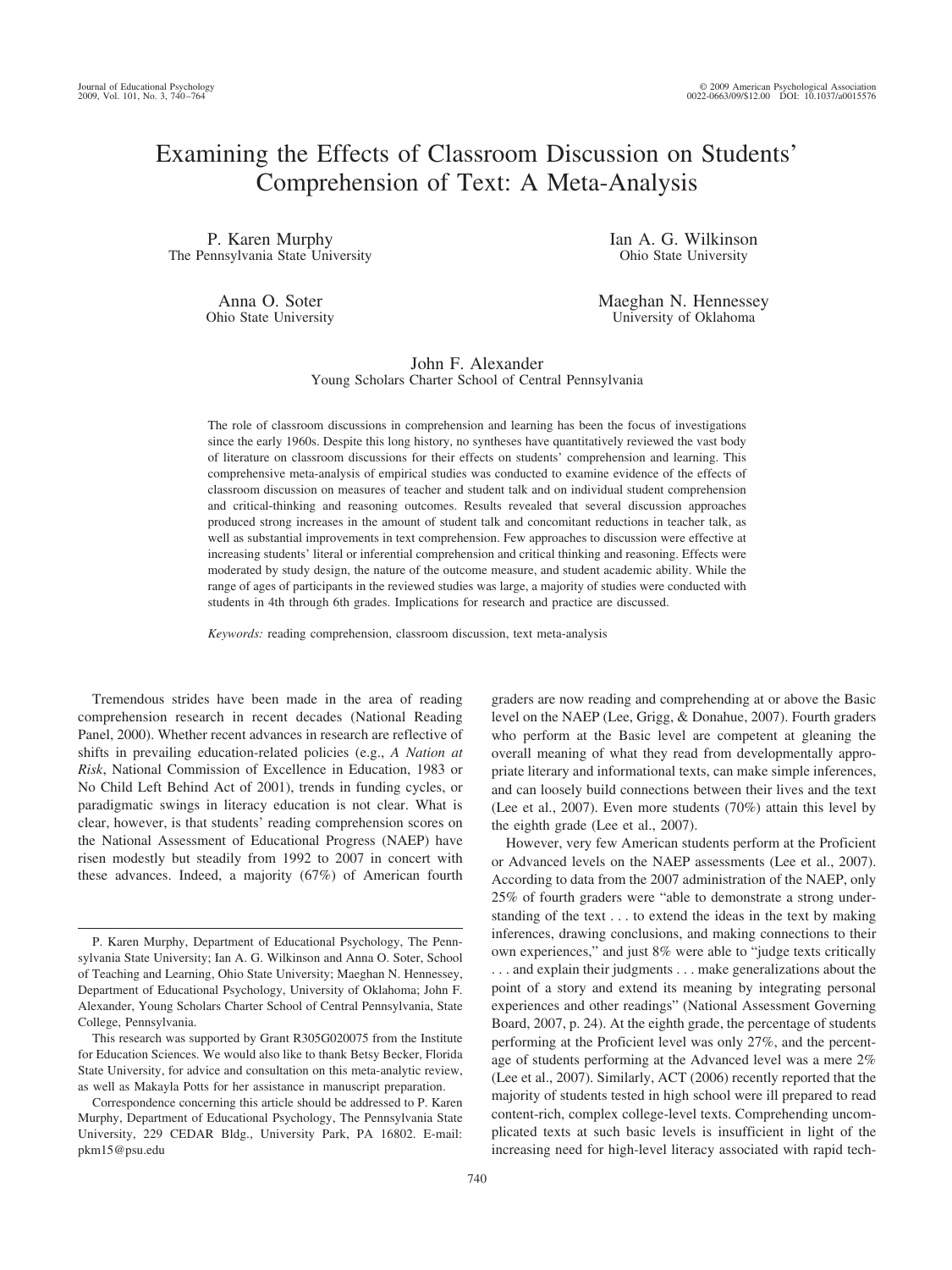# Examining the Effects of Classroom Discussion on Students' Comprehension of Text: A Meta-Analysis

P. Karen Murphy
The Pennsylvania State University

Ian A. G. Wilkinson
Ohio State University

Anna O. Soter
Ohio State University

Maeghan N. Hennessey
University of Oklahoma

John F. Alexander
Young Scholars Charter School of Central Pennsylvania

The role of classroom discussions in comprehension and learning has been the focus of investigations since the early 1960s. Despite this long history, no syntheses have quantitatively reviewed the vast body of literature on classroom discussions for their effects on students' comprehension and learning. This comprehensive meta-analysis of empirical studies was conducted to examine evidence of the effects of classroom discussion on measures of teacher and student talk and on individual student comprehension and critical-thinking and reasoning outcomes. Results revealed that several discussion approaches produced strong increases in the amount of student talk and concomitant reductions in teacher talk, as well as substantial improvements in text comprehension. Few approaches to discussion were effective at increasing students' literal or inferential comprehension and critical thinking and reasoning. Effects were moderated by study design, the nature of the outcome measure, and student academic ability. While the range of ages of participants in the reviewed studies was large, a majority of studies were conducted with students in 4th through 6th grades. Implications for research and practice are discussed.

*Keywords:* reading comprehension, classroom discussion, text meta-analysis

Tremendous strides have been made in the area of reading comprehension research in recent decades (National Reading Panel, 2000). Whether recent advances in research are reflective of shifts in prevailing education-related policies (e.g., *A Nation at Risk*, National Commission of Excellence in Education, 1983 or No Child Left Behind Act of 2001), trends in funding cycles, or paradigmatic swings in literacy education is not clear. What is clear, however, is that students' reading comprehension scores on the National Assessment of Educational Progress (NAEP) have risen modestly but steadily from 1992 to 2007 in concert with these advances. Indeed, a majority (67%) of American fourth graders are now reading and comprehending at or above the Basic level on the NAEP (Lee, Grigg, & Donahue, 2007). Fourth graders who perform at the Basic level are competent at gleaning the overall meaning of what they read from developmentally appropriate literary and informational texts, can make simple inferences, and can loosely build connections between their lives and the text (Lee et al., 2007). Even more students (70%) attain this level by the eighth grade (Lee et al., 2007).

However, very few American students perform at the Proficient or Advanced levels on the NAEP assessments (Lee et al., 2007). According to data from the 2007 administration of the NAEP, only 25% of fourth graders were "able to demonstrate a strong understanding of the text . . . to extend the ideas in the text by making inferences, drawing conclusions, and making connections to their own experiences," and just 8% were able to "judge texts critically . . . and explain their judgments . . . make generalizations about the point of a story and extend its meaning by integrating personal experiences and other readings" (National Assessment Governing Board, 2007, p. 24). At the eighth grade, the percentage of students performing at the Proficient level was only 27%, and the percentage of students performing at the Advanced level was a mere 2% (Lee et al., 2007). Similarly, ACT (2006) recently reported that the majority of students tested in high school were ill prepared to read content-rich, complex college-level texts. Comprehending uncomplicated texts at such basic levels is insufficient in light of the increasing need for high-level literacy associated with rapid tech-

---

P. Karen Murphy, Department of Educational Psychology, The Pennsylvania State University; Ian A. G. Wilkinson and Anna O. Soter, School of Teaching and Learning, Ohio State University; Maeghan N. Hennessey, Department of Educational Psychology, University of Oklahoma; John F. Alexander, Young Scholars Charter School of Central Pennsylvania, State College, Pennsylvania.

This research was supported by Grant R305G020075 from the Institute for Education Sciences. We would also like to thank Betsy Becker, Florida State University, for advice and consultation on this meta-analytic review, as well as Makayla Potts for her assistance in manuscript preparation.

Correspondence concerning this article should be addressed to P. Karen Murphy, Department of Educational Psychology, The Pennsylvania State University, 229 CEDAR Bldg., University Park, PA 16802. E-mail: pkm15@psu.edu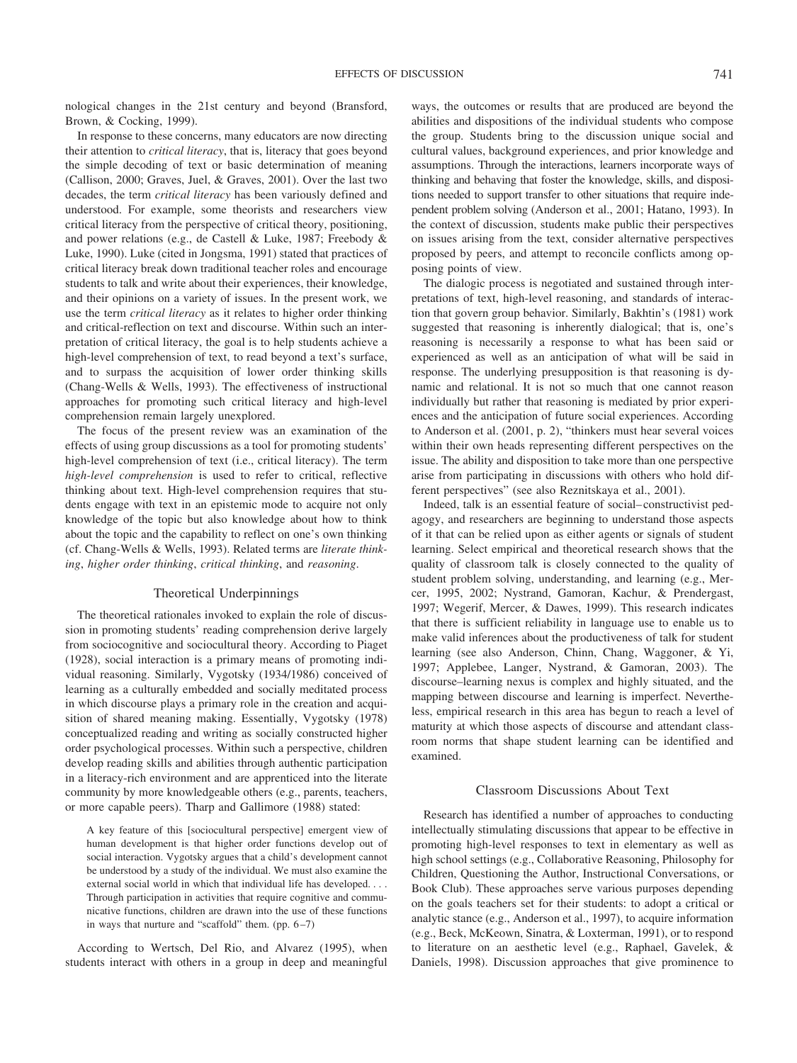nological changes in the 21st century and beyond (Bransford, Brown, & Cocking, 1999).

In response to these concerns, many educators are now directing their attention to *critical literacy*, that is, literacy that goes beyond the simple decoding of text or basic determination of meaning (Callison, 2000; Graves, Juel, & Graves, 2001). Over the last two decades, the term *critical literacy* has been variously defined and understood. For example, some theorists and researchers view critical literacy from the perspective of critical theory, positioning, and power relations (e.g., de Castell & Luke, 1987; Freebody & Luke, 1990). Luke (cited in Jongsma, 1991) stated that practices of critical literacy break down traditional teacher roles and encourage students to talk and write about their experiences, their knowledge, and their opinions on a variety of issues. In the present work, we use the term *critical literacy* as it relates to higher order thinking and critical-reflection on text and discourse. Within such an interpretation of critical literacy, the goal is to help students achieve a high-level comprehension of text, to read beyond a text's surface, and to surpass the acquisition of lower order thinking skills (Chang-Wells & Wells, 1993). The effectiveness of instructional approaches for promoting such critical literacy and high-level comprehension remain largely unexplored.

The focus of the present review was an examination of the effects of using group discussions as a tool for promoting students' high-level comprehension of text (i.e., critical literacy). The term *high-level comprehension* is used to refer to critical, reflective thinking about text. High-level comprehension requires that students engage with text in an epistemic mode to acquire not only knowledge of the topic but also knowledge about how to think about the topic and the capability to reflect on one's own thinking (cf. Chang-Wells & Wells, 1993). Related terms are *literate thinking*, *higher order thinking*, *critical thinking*, and *reasoning*.

## Theoretical Underpinnings

The theoretical rationales invoked to explain the role of discussion in promoting students' reading comprehension derive largely from sociocognitive and sociocultural theory. According to Piaget (1928), social interaction is a primary means of promoting individual reasoning. Similarly, Vygotsky (1934/1986) conceived of learning as a culturally embedded and socially meditated process in which discourse plays a primary role in the creation and acquisition of shared meaning making. Essentially, Vygotsky (1978) conceptualized reading and writing as socially constructed higher order psychological processes. Within such a perspective, children develop reading skills and abilities through authentic participation in a literacy-rich environment and are apprenticed into the literate community by more knowledgeable others (e.g., parents, teachers, or more capable peers). Tharp and Gallimore (1988) stated:

> A key feature of this [sociocultural perspective] emergent view of human development is that higher order functions develop out of social interaction. Vygotsky argues that a child's development cannot be understood by a study of the individual. We must also examine the external social world in which that individual life has developed. . . . Through participation in activities that require cognitive and communicative functions, children are drawn into the use of these functions in ways that nurture and "scaffold" them. (pp. 6–7)

According to Wertsch, Del Rio, and Alvarez (1995), when students interact with others in a group in deep and meaningful ways, the outcomes or results that are produced are beyond the abilities and dispositions of the individual students who compose the group. Students bring to the discussion unique social and cultural values, background experiences, and prior knowledge and assumptions. Through the interactions, learners incorporate ways of thinking and behaving that foster the knowledge, skills, and dispositions needed to support transfer to other situations that require independent problem solving (Anderson et al., 2001; Hatano, 1993). In the context of discussion, students make public their perspectives on issues arising from the text, consider alternative perspectives proposed by peers, and attempt to reconcile conflicts among opposing points of view.

The dialogic process is negotiated and sustained through interpretations of text, high-level reasoning, and standards of interaction that govern group behavior. Similarly, Bakhtin's (1981) work suggested that reasoning is inherently dialogical; that is, one's reasoning is necessarily a response to what has been said or experienced as well as an anticipation of what will be said in response. The underlying presupposition is that reasoning is dynamic and relational. It is not so much that one cannot reason individually but rather that reasoning is mediated by prior experiences and the anticipation of future social experiences. According to Anderson et al. (2001, p. 2), "thinkers must hear several voices within their own heads representing different perspectives on the issue. The ability and disposition to take more than one perspective arise from participating in discussions with others who hold different perspectives" (see also Reznitskaya et al., 2001).

Indeed, talk is an essential feature of social–constructivist pedagogy, and researchers are beginning to understand those aspects of it that can be relied upon as either agents or signals of student learning. Select empirical and theoretical research shows that the quality of classroom talk is closely connected to the quality of student problem solving, understanding, and learning (e.g., Mercer, 1995, 2002; Nystrand, Gamoran, Kachur, & Prendergast, 1997; Wegerif, Mercer, & Dawes, 1999). This research indicates that there is sufficient reliability in language use to enable us to make valid inferences about the productiveness of talk for student learning (see also Anderson, Chinn, Chang, Waggoner, & Yi, 1997; Applebee, Langer, Nystrand, & Gamoran, 2003). The discourse–learning nexus is complex and highly situated, and the mapping between discourse and learning is imperfect. Nevertheless, empirical research in this area has begun to reach a level of maturity at which those aspects of discourse and attendant classroom norms that shape student learning can be identified and examined.

## Classroom Discussions About Text

Research has identified a number of approaches to conducting intellectually stimulating discussions that appear to be effective in promoting high-level responses to text in elementary as well as high school settings (e.g., Collaborative Reasoning, Philosophy for Children, Questioning the Author, Instructional Conversations, or Book Club). These approaches serve various purposes depending on the goals teachers set for their students: to adopt a critical or analytic stance (e.g., Anderson et al., 1997), to acquire information (e.g., Beck, McKeown, Sinatra, & Loxterman, 1991), or to respond to literature on an aesthetic level (e.g., Raphael, Gavelek, & Daniels, 1998). Discussion approaches that give prominence to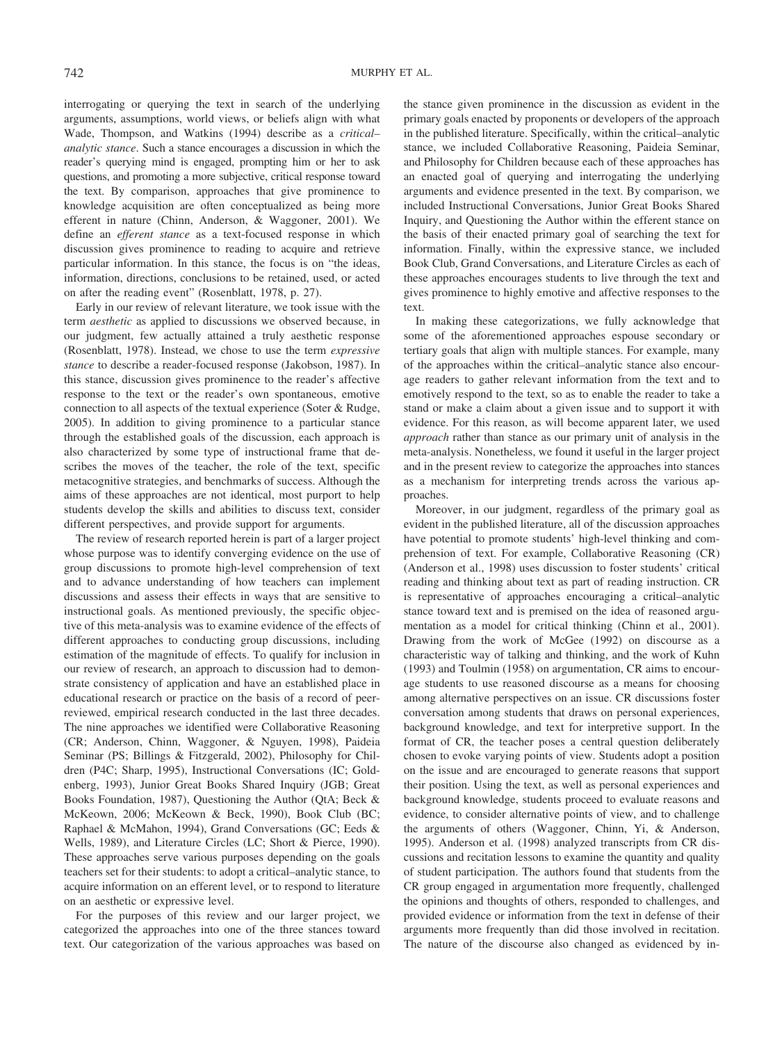interrogating or querying the text in search of the underlying arguments, assumptions, world views, or beliefs align with what Wade, Thompson, and Watkins (1994) describe as a *critical–analytic stance*. Such a stance encourages a discussion in which the reader's querying mind is engaged, prompting him or her to ask questions, and promoting a more subjective, critical response toward the text. By comparison, approaches that give prominence to knowledge acquisition are often conceptualized as being more efferent in nature (Chinn, Anderson, & Waggoner, 2001). We define an *efferent stance* as a text-focused response in which discussion gives prominence to reading to acquire and retrieve particular information. In this stance, the focus is on "the ideas, information, directions, conclusions to be retained, used, or acted on after the reading event" (Rosenblatt, 1978, p. 27).

Early in our review of relevant literature, we took issue with the term *aesthetic* as applied to discussions we observed because, in our judgment, few actually attained a truly aesthetic response (Rosenblatt, 1978). Instead, we chose to use the term *expressive stance* to describe a reader-focused response (Jakobson, 1987). In this stance, discussion gives prominence to the reader's affective response to the text or the reader's own spontaneous, emotive connection to all aspects of the textual experience (Soter & Rudge, 2005). In addition to giving prominence to a particular stance through the established goals of the discussion, each approach is also characterized by some type of instructional frame that describes the moves of the teacher, the role of the text, specific metacognitive strategies, and benchmarks of success. Although the aims of these approaches are not identical, most purport to help students develop the skills and abilities to discuss text, consider different perspectives, and provide support for arguments.

The review of research reported herein is part of a larger project whose purpose was to identify converging evidence on the use of group discussions to promote high-level comprehension of text and to advance understanding of how teachers can implement discussions and assess their effects in ways that are sensitive to instructional goals. As mentioned previously, the specific objective of this meta-analysis was to examine evidence of the effects of different approaches to conducting group discussions, including estimation of the magnitude of effects. To qualify for inclusion in our review of research, an approach to discussion had to demonstrate consistency of application and have an established place in educational research or practice on the basis of a record of peer-reviewed, empirical research conducted in the last three decades. The nine approaches we identified were Collaborative Reasoning (CR; Anderson, Chinn, Waggoner, & Nguyen, 1998), Paideia Seminar (PS; Billings & Fitzgerald, 2002), Philosophy for Children (P4C; Sharp, 1995), Instructional Conversations (IC; Goldenberg, 1993), Junior Great Books Shared Inquiry (JGB; Great Books Foundation, 1987), Questioning the Author (QtA; Beck & McKeown, 2006; McKeown & Beck, 1990), Book Club (BC; Raphael & McMahon, 1994), Grand Conversations (GC; Eeds & Wells, 1989), and Literature Circles (LC; Short & Pierce, 1990). These approaches serve various purposes depending on the goals teachers set for their students: to adopt a critical–analytic stance, to acquire information on an efferent level, or to respond to literature on an aesthetic or expressive level.

For the purposes of this review and our larger project, we categorized the approaches into one of the three stances toward text. Our categorization of the various approaches was based on the stance given prominence in the discussion as evident in the primary goals enacted by proponents or developers of the approach in the published literature. Specifically, within the critical–analytic stance, we included Collaborative Reasoning, Paideia Seminar, and Philosophy for Children because each of these approaches has an enacted goal of querying and interrogating the underlying arguments and evidence presented in the text. By comparison, we included Instructional Conversations, Junior Great Books Shared Inquiry, and Questioning the Author within the efferent stance on the basis of their enacted primary goal of searching the text for information. Finally, within the expressive stance, we included Book Club, Grand Conversations, and Literature Circles as each of these approaches encourages students to live through the text and gives prominence to highly emotive and affective responses to the text.

In making these categorizations, we fully acknowledge that some of the aforementioned approaches espouse secondary or tertiary goals that align with multiple stances. For example, many of the approaches within the critical–analytic stance also encourage readers to gather relevant information from the text and to emotively respond to the text, so as to enable the reader to take a stand or make a claim about a given issue and to support it with evidence. For this reason, as will become apparent later, we used *approach* rather than stance as our primary unit of analysis in the meta-analysis. Nonetheless, we found it useful in the larger project and in the present review to categorize the approaches into stances as a mechanism for interpreting trends across the various approaches.

Moreover, in our judgment, regardless of the primary goal as evident in the published literature, all of the discussion approaches have potential to promote students' high-level thinking and comprehension of text. For example, Collaborative Reasoning (CR) (Anderson et al., 1998) uses discussion to foster students' critical reading and thinking about text as part of reading instruction. CR is representative of approaches encouraging a critical–analytic stance toward text and is premised on the idea of reasoned argumentation as a model for critical thinking (Chinn et al., 2001). Drawing from the work of McGee (1992) on discourse as a characteristic way of talking and thinking, and the work of Kuhn (1993) and Toulmin (1958) on argumentation, CR aims to encourage students to use reasoned discourse as a means for choosing among alternative perspectives on an issue. CR discussions foster conversation among students that draws on personal experiences, background knowledge, and text for interpretive support. In the format of CR, the teacher poses a central question deliberately chosen to evoke varying points of view. Students adopt a position on the issue and are encouraged to generate reasons that support their position. Using the text, as well as personal experiences and background knowledge, students proceed to evaluate reasons and evidence, to consider alternative points of view, and to challenge the arguments of others (Waggoner, Chinn, Yi, & Anderson, 1995). Anderson et al. (1998) analyzed transcripts from CR discussions and recitation lessons to examine the quantity and quality of student participation. The authors found that students from the CR group engaged in argumentation more frequently, challenged the opinions and thoughts of others, responded to challenges, and provided evidence or information from the text in defense of their arguments more frequently than did those involved in recitation. The nature of the discourse also changed as evidenced by in-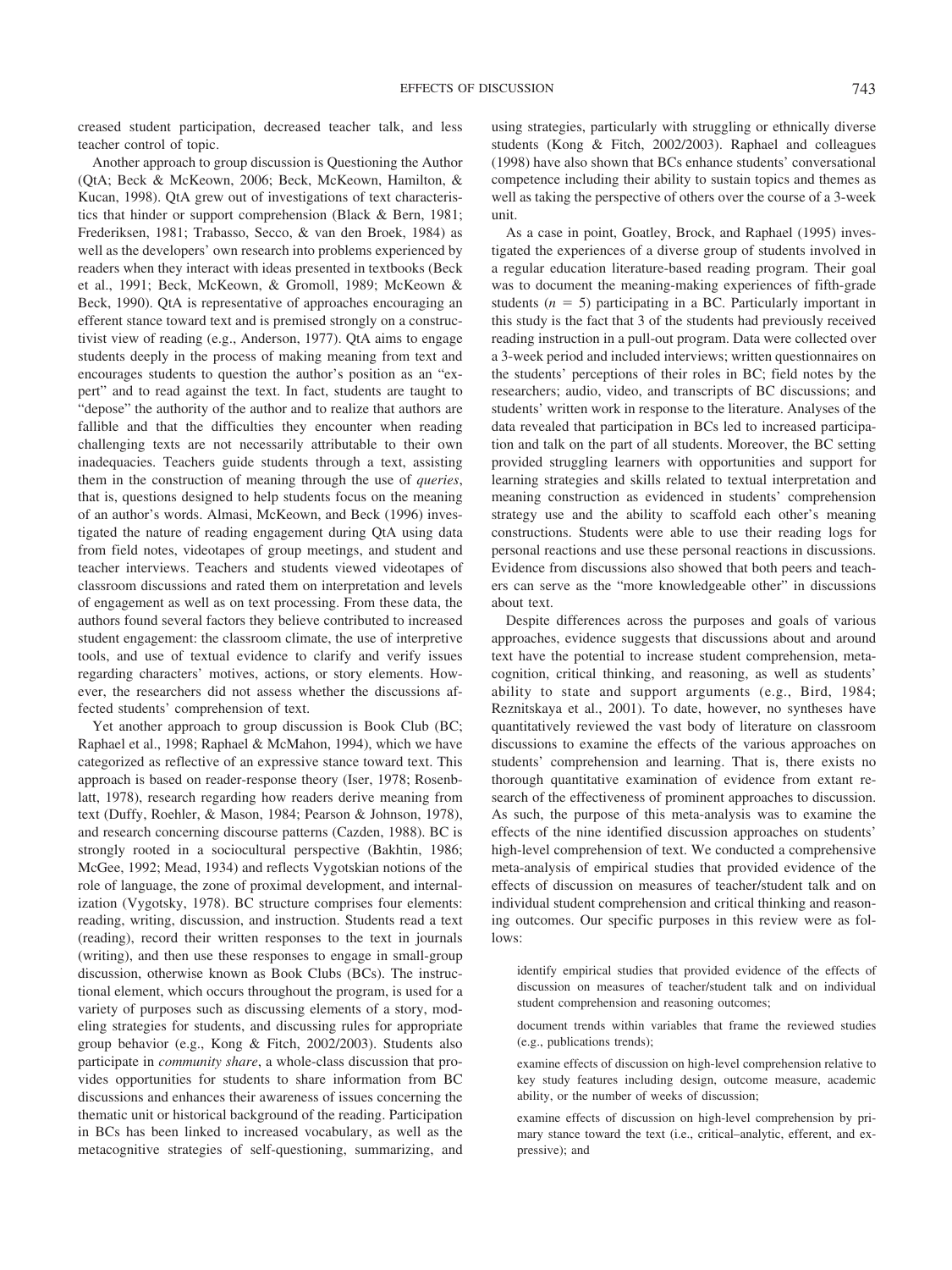creased student participation, decreased teacher talk, and less teacher control of topic.

Another approach to group discussion is Questioning the Author (QtA; Beck & McKeown, 2006; Beck, McKeown, Hamilton, & Kucan, 1998). QtA grew out of investigations of text characteristics that hinder or support comprehension (Black & Bern, 1981; Frederiksen, 1981; Trabasso, Secco, & van den Broek, 1984) as well as the developers' own research into problems experienced by readers when they interact with ideas presented in textbooks (Beck et al., 1991; Beck, McKeown, & Gromoll, 1989; McKeown & Beck, 1990). QtA is representative of approaches encouraging an efferent stance toward text and is premised strongly on a constructivist view of reading (e.g., Anderson, 1977). QtA aims to engage students deeply in the process of making meaning from text and encourages students to question the author's position as an "expert" and to read against the text. In fact, students are taught to "depose" the authority of the author and to realize that authors are fallible and that the difficulties they encounter when reading challenging texts are not necessarily attributable to their own inadequacies. Teachers guide students through a text, assisting them in the construction of meaning through the use of *queries*, that is, questions designed to help students focus on the meaning of an author's words. Almasi, McKeown, and Beck (1996) investigated the nature of reading engagement during QtA using data from field notes, videotapes of group meetings, and student and teacher interviews. Teachers and students viewed videotapes of classroom discussions and rated them on interpretation and levels of engagement as well as on text processing. From these data, the authors found several factors they believe contributed to increased student engagement: the classroom climate, the use of interpretive tools, and use of textual evidence to clarify and verify issues regarding characters' motives, actions, or story elements. However, the researchers did not assess whether the discussions affected students' comprehension of text.

Yet another approach to group discussion is Book Club (BC; Raphael et al., 1998; Raphael & McMahon, 1994), which we have categorized as reflective of an expressive stance toward text. This approach is based on reader-response theory (Iser, 1978; Rosenblatt, 1978), research regarding how readers derive meaning from text (Duffy, Roehler, & Mason, 1984; Pearson & Johnson, 1978), and research concerning discourse patterns (Cazden, 1988). BC is strongly rooted in a sociocultural perspective (Bakhtin, 1986; McGee, 1992; Mead, 1934) and reflects Vygotskian notions of the role of language, the zone of proximal development, and internalization (Vygotsky, 1978). BC structure comprises four elements: reading, writing, discussion, and instruction. Students read a text (reading), record their written responses to the text in journals (writing), and then use these responses to engage in small-group discussion, otherwise known as Book Clubs (BCs). The instructional element, which occurs throughout the program, is used for a variety of purposes such as discussing elements of a story, modeling strategies for students, and discussing rules for appropriate group behavior (e.g., Kong & Fitch, 2002/2003). Students also participate in *community share*, a whole-class discussion that provides opportunities for students to share information from BC discussions and enhances their awareness of issues concerning the thematic unit or historical background of the reading. Participation in BCs has been linked to increased vocabulary, as well as the metacognitive strategies of self-questioning, summarizing, and using strategies, particularly with struggling or ethnically diverse students (Kong & Fitch, 2002/2003). Raphael and colleagues (1998) have also shown that BCs enhance students' conversational competence including their ability to sustain topics and themes as well as taking the perspective of others over the course of a 3-week unit.

As a case in point, Goatley, Brock, and Raphael (1995) investigated the experiences of a diverse group of students involved in a regular education literature-based reading program. Their goal was to document the meaning-making experiences of fifth-grade students ($n$ = 5) participating in a BC. Particularly important in this study is the fact that 3 of the students had previously received reading instruction in a pull-out program. Data were collected over a 3-week period and included interviews; written questionnaires on the students' perceptions of their roles in BC; field notes by the researchers; audio, video, and transcripts of BC discussions; and students' written work in response to the literature. Analyses of the data revealed that participation in BCs led to increased participation and talk on the part of all students. Moreover, the BC setting provided struggling learners with opportunities and support for learning strategies and skills related to textual interpretation and meaning construction as evidenced in students' comprehension strategy use and the ability to scaffold each other's meaning constructions. Students were able to use their reading logs for personal reactions and use these personal reactions in discussions. Evidence from discussions also showed that both peers and teachers can serve as the "more knowledgeable other" in discussions about text.

Despite differences across the purposes and goals of various approaches, evidence suggests that discussions about and around text have the potential to increase student comprehension, metacognition, critical thinking, and reasoning, as well as students' ability to state and support arguments (e.g., Bird, 1984; Reznitskaya et al., 2001). To date, however, no syntheses have quantitatively reviewed the vast body of literature on classroom discussions to examine the effects of the various approaches on students' comprehension and learning. That is, there exists no thorough quantitative examination of evidence from extant research of the effectiveness of prominent approaches to discussion. As such, the purpose of this meta-analysis was to examine the effects of the nine identified discussion approaches on students' high-level comprehension of text. We conducted a comprehensive meta-analysis of empirical studies that provided evidence of the effects of discussion on measures of teacher/student talk and on individual student comprehension and critical thinking and reasoning outcomes. Our specific purposes in this review were as follows:

> identify empirical studies that provided evidence of the effects of discussion on measures of teacher/student talk and on individual student comprehension and reasoning outcomes;
>
> document trends within variables that frame the reviewed studies (e.g., publications trends);
>
> examine effects of discussion on high-level comprehension relative to key study features including design, outcome measure, academic ability, or the number of weeks of discussion;
>
> examine effects of discussion on high-level comprehension by primary stance toward the text (i.e., critical–analytic, efferent, and expressive); and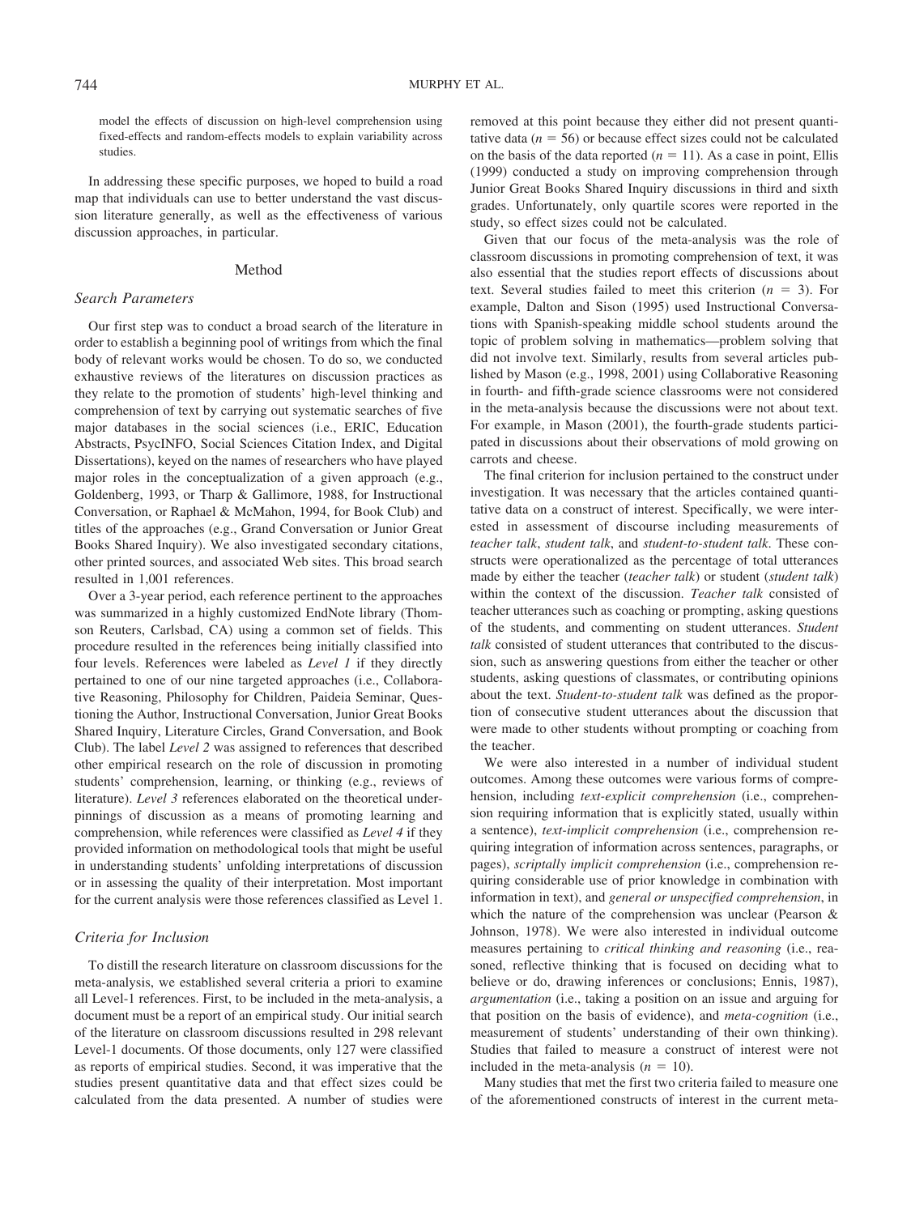model the effects of discussion on high-level comprehension using fixed-effects and random-effects models to explain variability across studies.

In addressing these specific purposes, we hoped to build a road map that individuals can use to better understand the vast discussion literature generally, as well as the effectiveness of various discussion approaches, in particular.

## Method

### Search Parameters

Our first step was to conduct a broad search of the literature in order to establish a beginning pool of writings from which the final body of relevant works would be chosen. To do so, we conducted exhaustive reviews of the literatures on discussion practices as they relate to the promotion of students' high-level thinking and comprehension of text by carrying out systematic searches of five major databases in the social sciences (i.e., ERIC, Education Abstracts, PsycINFO, Social Sciences Citation Index, and Digital Dissertations), keyed on the names of researchers who have played major roles in the conceptualization of a given approach (e.g., Goldenberg, 1993, or Tharp & Gallimore, 1988, for Instructional Conversation, or Raphael & McMahon, 1994, for Book Club) and titles of the approaches (e.g., Grand Conversation or Junior Great Books Shared Inquiry). We also investigated secondary citations, other printed sources, and associated Web sites. This broad search resulted in 1,001 references.

Over a 3-year period, each reference pertinent to the approaches was summarized in a highly customized EndNote library (Thomson Reuters, Carlsbad, CA) using a common set of fields. This procedure resulted in the references being initially classified into four levels. References were labeled as *Level 1* if they directly pertained to one of our nine targeted approaches (i.e., Collaborative Reasoning, Philosophy for Children, Paideia Seminar, Questioning the Author, Instructional Conversation, Junior Great Books Shared Inquiry, Literature Circles, Grand Conversation, and Book Club). The label *Level 2* was assigned to references that described other empirical research on the role of discussion in promoting students' comprehension, learning, or thinking (e.g., reviews of literature). *Level 3* references elaborated on the theoretical underpinnings of discussion as a means of promoting learning and comprehension, while references were classified as *Level 4* if they provided information on methodological tools that might be useful in understanding students' unfolding interpretations of discussion or in assessing the quality of their interpretation. Most important for the current analysis were those references classified as Level 1.

### Criteria for Inclusion

To distill the research literature on classroom discussions for the meta-analysis, we established several criteria a priori to examine all Level-1 references. First, to be included in the meta-analysis, a document must be a report of an empirical study. Our initial search of the literature on classroom discussions resulted in 298 relevant Level-1 documents. Of those documents, only 127 were classified as reports of empirical studies. Second, it was imperative that the studies present quantitative data and that effect sizes could be calculated from the data presented. A number of studies were removed at this point because they either did not present quantitative data ($n = 56$) or because effect sizes could not be calculated on the basis of the data reported ($n = 11$). As a case in point, Ellis (1999) conducted a study on improving comprehension through Junior Great Books Shared Inquiry discussions in third and sixth grades. Unfortunately, only quartile scores were reported in the study, so effect sizes could not be calculated.

Given that our focus of the meta-analysis was the role of classroom discussions in promoting comprehension of text, it was also essential that the studies report effects of discussions about text. Several studies failed to meet this criterion ($n = 3$). For example, Dalton and Sison (1995) used Instructional Conversations with Spanish-speaking middle school students around the topic of problem solving in mathematics—problem solving that did not involve text. Similarly, results from several articles published by Mason (e.g., 1998, 2001) using Collaborative Reasoning in fourth- and fifth-grade science classrooms were not considered in the meta-analysis because the discussions were not about text. For example, in Mason (2001), the fourth-grade students participated in discussions about their observations of mold growing on carrots and cheese.

The final criterion for inclusion pertained to the construct under investigation. It was necessary that the articles contained quantitative data on a construct of interest. Specifically, we were interested in assessment of discourse including measurements of *teacher talk*, *student talk*, and *student-to-student talk*. These constructs were operationalized as the percentage of total utterances made by either the teacher (*teacher talk*) or student (*student talk*) within the context of the discussion. *Teacher talk* consisted of teacher utterances such as coaching or prompting, asking questions of the students, and commenting on student utterances. *Student talk* consisted of student utterances that contributed to the discussion, such as answering questions from either the teacher or other students, asking questions of classmates, or contributing opinions about the text. *Student-to-student talk* was defined as the proportion of consecutive student utterances about the discussion that were made to other students without prompting or coaching from the teacher.

We were also interested in a number of individual student outcomes. Among these outcomes were various forms of comprehension, including *text-explicit comprehension* (i.e., comprehension requiring information that is explicitly stated, usually within a sentence), *text-implicit comprehension* (i.e., comprehension requiring integration of information across sentences, paragraphs, or pages), *scriptally implicit comprehension* (i.e., comprehension requiring considerable use of prior knowledge in combination with information in text), and *general or unspecified comprehension*, in which the nature of the comprehension was unclear (Pearson & Johnson, 1978). We were also interested in individual outcome measures pertaining to *critical thinking and reasoning* (i.e., reasoned, reflective thinking that is focused on deciding what to believe or do, drawing inferences or conclusions; Ennis, 1987), *argumentation* (i.e., taking a position on an issue and arguing for that position on the basis of evidence), and *meta-cognition* (i.e., measurement of students' understanding of their own thinking). Studies that failed to measure a construct of interest were not included in the meta-analysis ($n = 10$).

Many studies that met the first two criteria failed to measure one of the aforementioned constructs of interest in the current meta-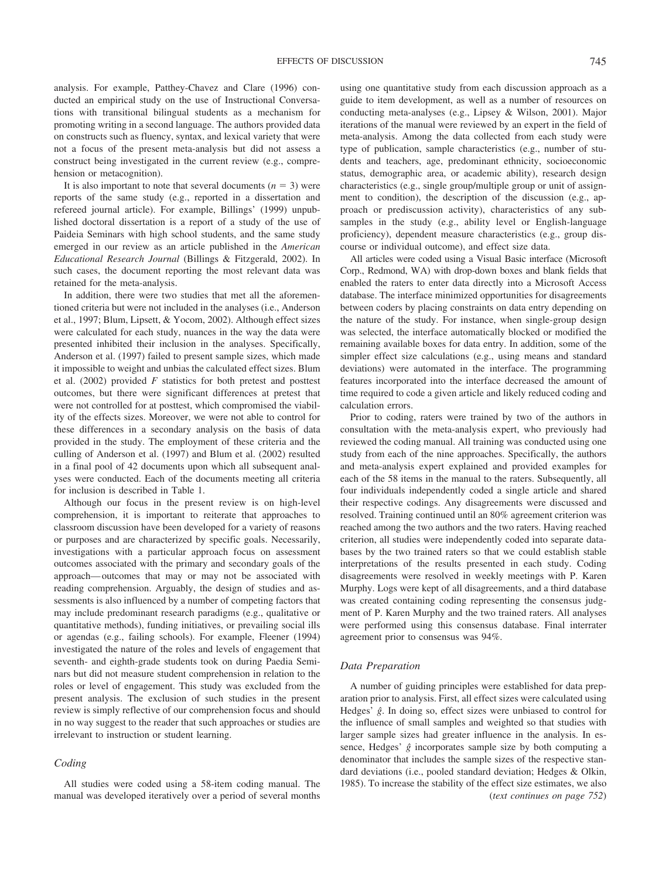analysis. For example, Patthey-Chavez and Clare (1996) conducted an empirical study on the use of Instructional Conversations with transitional bilingual students as a mechanism for promoting writing in a second language. The authors provided data on constructs such as fluency, syntax, and lexical variety that were not a focus of the present meta-analysis but did not assess a construct being investigated in the current review (e.g., comprehension or metacognition).

It is also important to note that several documents ($n = 3$) were reports of the same study (e.g., reported in a dissertation and refereed journal article). For example, Billings' (1999) unpublished doctoral dissertation is a report of a study of the use of Paideia Seminars with high school students, and the same study emerged in our review as an article published in the *American Educational Research Journal* (Billings & Fitzgerald, 2002). In such cases, the document reporting the most relevant data was retained for the meta-analysis.

In addition, there were two studies that met all the aforementioned criteria but were not included in the analyses (i.e., Anderson et al., 1997; Blum, Lipsett, & Yocom, 2002). Although effect sizes were calculated for each study, nuances in the way the data were presented inhibited their inclusion in the analyses. Specifically, Anderson et al. (1997) failed to present sample sizes, which made it impossible to weight and unbias the calculated effect sizes. Blum et al. (2002) provided $F$ statistics for both pretest and posttest outcomes, but there were significant differences at pretest that were not controlled for at posttest, which compromised the viability of the effects sizes. Moreover, we were not able to control for these differences in a secondary analysis on the basis of data provided in the study. The employment of these criteria and the culling of Anderson et al. (1997) and Blum et al. (2002) resulted in a final pool of 42 documents upon which all subsequent analyses were conducted. Each of the documents meeting all criteria for inclusion is described in Table 1.

Although our focus in the present review is on high-level comprehension, it is important to reiterate that approaches to classroom discussion have been developed for a variety of reasons or purposes and are characterized by specific goals. Necessarily, investigations with a particular approach focus on assessment outcomes associated with the primary and secondary goals of the approach—outcomes that may or may not be associated with reading comprehension. Arguably, the design of studies and assessments is also influenced by a number of competing factors that may include predominant research paradigms (e.g., qualitative or quantitative methods), funding initiatives, or prevailing social ills or agendas (e.g., failing schools). For example, Fleener (1994) investigated the nature of the roles and levels of engagement that seventh- and eighth-grade students took on during Paedia Seminars but did not measure student comprehension in relation to the roles or level of engagement. This study was excluded from the present analysis. The exclusion of such studies in the present review is simply reflective of our comprehension focus and should in no way suggest to the reader that such approaches or studies are irrelevant to instruction or student learning.

### Coding

All studies were coded using a 58-item coding manual. The manual was developed iteratively over a period of several months using one quantitative study from each discussion approach as a guide to item development, as well as a number of resources on conducting meta-analyses (e.g., Lipsey & Wilson, 2001). Major iterations of the manual were reviewed by an expert in the field of meta-analysis. Among the data collected from each study were type of publication, sample characteristics (e.g., number of students and teachers, age, predominant ethnicity, socioeconomic status, demographic area, or academic ability), research design characteristics (e.g., single group/multiple group or unit of assignment to condition), the description of the discussion (e.g., approach or prediscussion activity), characteristics of any subsamples in the study (e.g., ability level or English-language proficiency), dependent measure characteristics (e.g., group discourse or individual outcome), and effect size data.

All articles were coded using a Visual Basic interface (Microsoft Corp., Redmond, WA) with drop-down boxes and blank fields that enabled the raters to enter data directly into a Microsoft Access database. The interface minimized opportunities for disagreements between coders by placing constraints on data entry depending on the nature of the study. For instance, when single-group design was selected, the interface automatically blocked or modified the remaining available boxes for data entry. In addition, some of the simpler effect size calculations (e.g., using means and standard deviations) were automated in the interface. The programming features incorporated into the interface decreased the amount of time required to code a given article and likely reduced coding and calculation errors.

Prior to coding, raters were trained by two of the authors in consultation with the meta-analysis expert, who previously had reviewed the coding manual. All training was conducted using one study from each of the nine approaches. Specifically, the authors and meta-analysis expert explained and provided examples for each of the 58 items in the manual to the raters. Subsequently, all four individuals independently coded a single article and shared their respective codings. Any disagreements were discussed and resolved. Training continued until an 80% agreement criterion was reached among the two authors and the two raters. Having reached criterion, all studies were independently coded into separate databases by the two trained raters so that we could establish stable interpretations of the results presented in each study. Coding disagreements were resolved in weekly meetings with P. Karen Murphy. Logs were kept of all disagreements, and a third database was created containing coding representing the consensus judgment of P. Karen Murphy and the two trained raters. All analyses were performed using this consensus database. Final interrater agreement prior to consensus was 94%.

### Data Preparation

A number of guiding principles were established for data preparation prior to analysis. First, all effect sizes were calculated using Hedges' $\hat{g}$. In doing so, effect sizes were unbiased to control for the influence of small samples and weighted so that studies with larger sample sizes had greater influence in the analysis. In essence, Hedges' $\hat{g}$ incorporates sample size by both computing a denominator that includes the sample sizes of the respective standard deviations (i.e., pooled standard deviation; Hedges & Olkin, 1985). To increase the stability of the effect size estimates, we also

(*text continues on page 752*)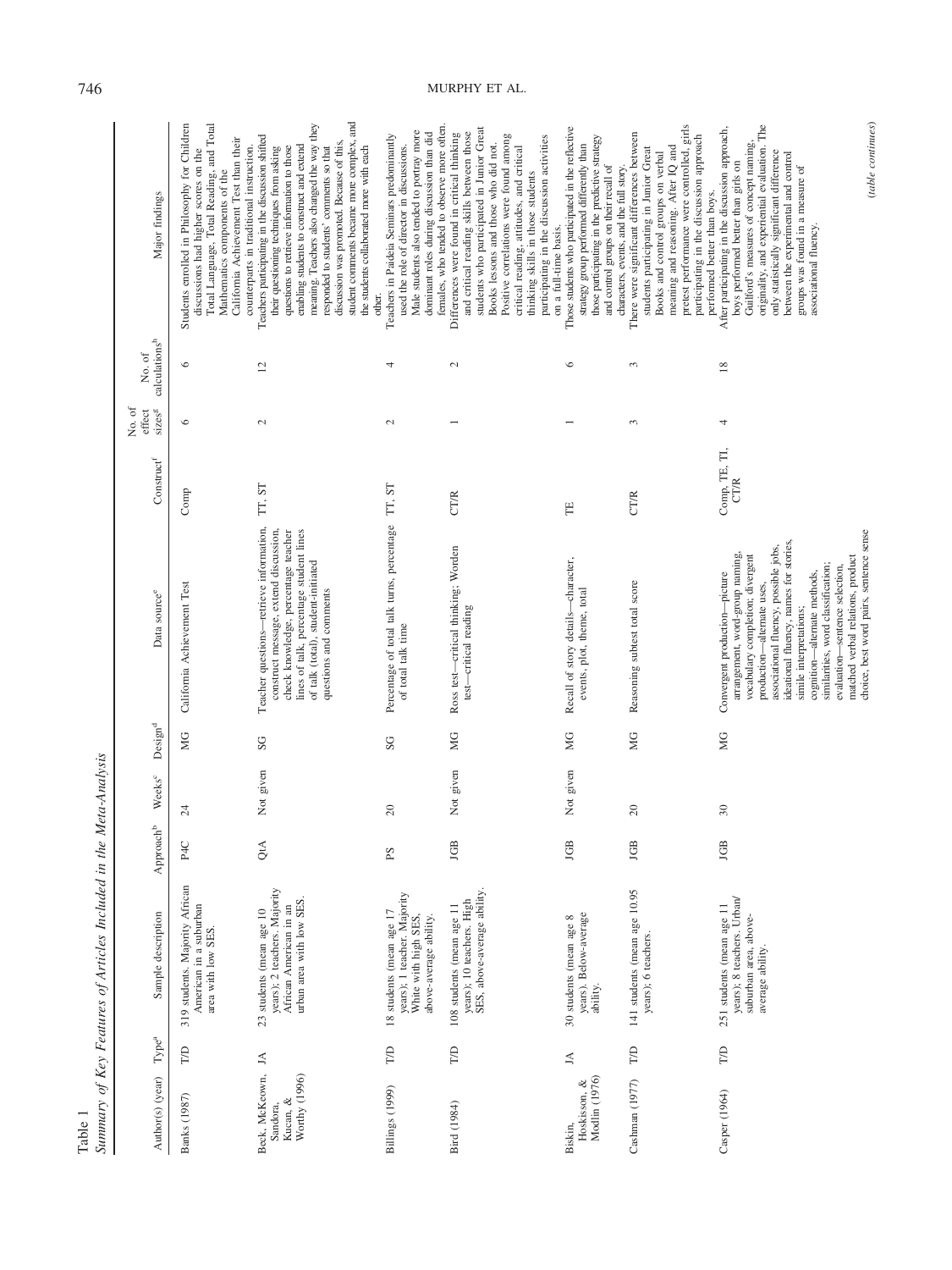Table 1

*Summary of Key Features of Articles Included in the Meta-Analysis*

| Author(s) (year) | Type[a] | Sample description | Approach[b] | Weeks[c] | Design[d] | Data source[e] | Construct[f] | No. of effect sizes[g] | No. of calculations[h] | Major findings |
|---|---|---|---|---|---|---|---|---|---|---|
| Banks (1987) | T/D | 319 students. Majority African American in a suburban area with low SES. | P4C | 24 | MG | California Achievement Test | Comp | 6 | 6 | Students enrolled in Philosophy for Children discussions had higher scores on the Total Language, Total Reading, and Total Mathematics components of the California Achievement Test than their counterparts in traditional instruction. |
| Beck, McKeown, Sandora, Kucan, & Worthy (1996) | JA | 23 students (mean age 10 years); 2 teachers. Majority African American in an urban area with low SES. | QtA | Not given | SG | Teacher questions—retrieve information, construct message, extend discussion, check knowledge, percentage teacher lines of talk, percentage student lines of talk (total), student-initiated questions and comments | TT, ST | 2 | 12 | Teachers participating in the discussion shifted their questioning techniques from asking questions to retrieve information to those enabling students to construct and extend meaning. Teachers also changed the way they responded to students' comments so that discussion was promoted. Because of this, student comments became more complex, and the students collaborated more with each other. |
| Billings (1999) | T/D | 18 students (mean age 17 years); 1 teacher. Majority White with high SES, above-average ability. | PS | 20 | SG | Percentage of total talk turns, percentage of total talk time | TT, ST | 2 | 4 | Teachers in Paideia Seminars predominantly used the role of director in discussions. Male students also tended to portray more dominant roles during discussion than did females, who tended to observe more often. |
| Bird (1984) | T/D | 108 students (mean age 11 years); 10 teachers. High SES, above-average ability. | JGB | Not given | MG | Ross test—critical thinking; Worden test—critical reading | CT/R | 1 | 2 | Differences were found in critical thinking and critical reading skills between those students who participated in Junior Great Books lessons and those who did not. Positive correlations were found among critical reading, attitudes, and critical thinking skills in those students participating in the discussion activities on a full-time basis. |
| Biskin, Hoskisson, & Modlin (1976) | JA | 30 students (mean age 8 years). Below-average ability. | JGB | Not given | MG | Recall of story details—character, events, plot, theme, total | TE | 1 | 6 | Those students who participated in the reflective strategy group performed differently than those participating in the predictive strategy and control groups on their recall of characters, events, and the full story. |
| Cashman (1977) | T/D | 141 students (mean age 10.95 years); 6 teachers. | JGB | 20 | MG | Reasoning subtest total score | CT/R | 3 | 3 | There were significant differences between students participating in Junior Great Books and control groups on verbal meaning and reasoning. After IQ and pretest performance were controlled, girls participating in the discussion approach performed better than boys. |
| Casper (1964) | T/D | 251 students (mean age 11 years); 8 teachers. Urban/suburban area, above-average ability. | JGB | 30 | MG | Convergent production—picture arrangement, word-group naming, vocabulary completion; divergent production—alternate uses, associational fluency, possible jobs, ideational fluency, names for stories, simile interpretations; cognition—alternate methods, similarities, word classification; evaluation—sentence selection, matched verbal relations, product choice, best word pairs, sentence sense | Comp, TE, TI, CT/R | 4 | 18 | After participating in the discussion approach, boys performed better than girls on Guilford's measures of concept naming, originality, and experiential evaluation. The only statistically significant difference between the experimental and control groups was found in a measure of associational fluency. |

(*table continues*)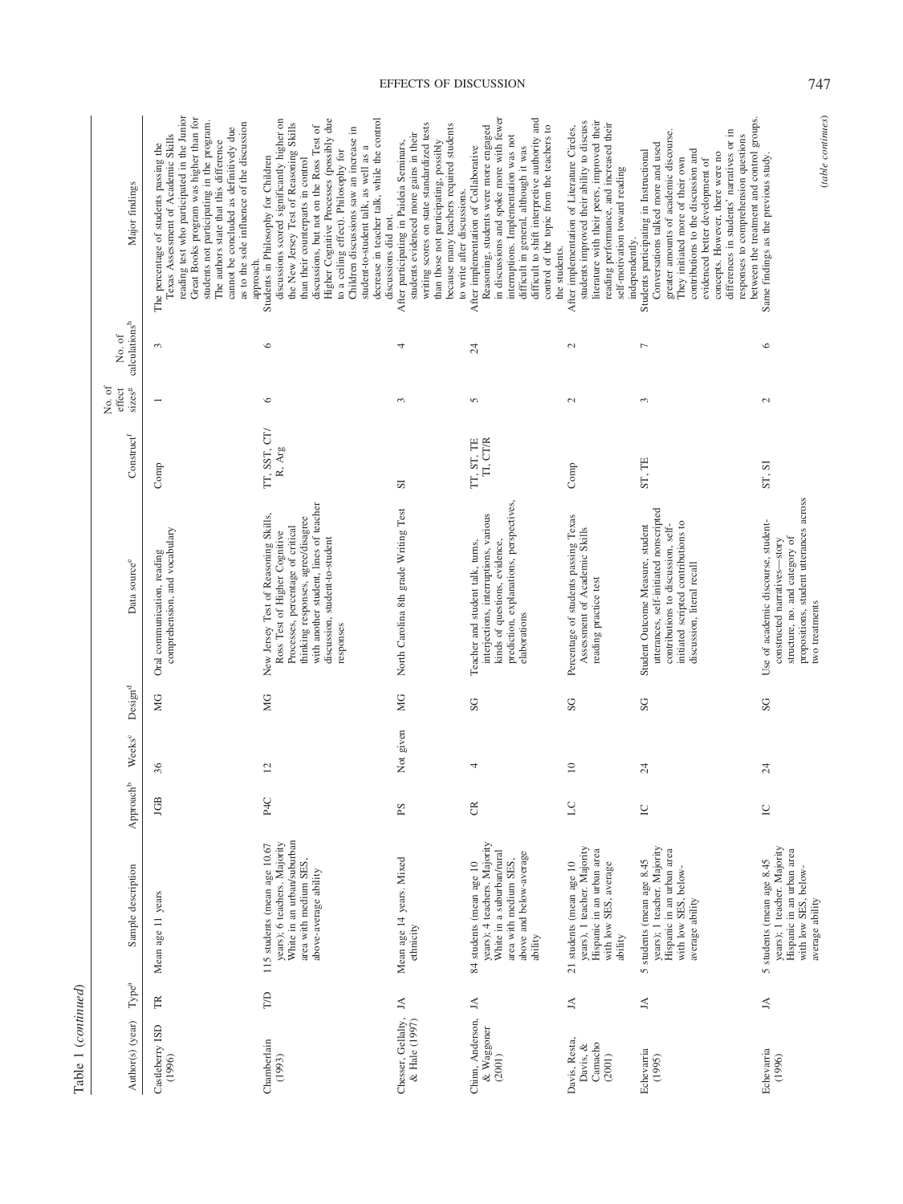Table 1 (*continued*)

| Author(s) (year) | Type[a] | Sample description | Approach[b] | Weeks[c] | Design[d] | Data source[e] | Construct[f] | No. of effect sizes[g] | No. of calculations[h] | Major findings |
|---|---|---|---|---|---|---|---|---|---|---|
| Castleberry ISD (1996) | TR | Mean age 11 years | JGB | 36 | MG | Oral communication, reading comprehension, and vocabulary | Comp | 1 | 3 | The percentage of students passing the Texas Assessment of Academic Skills reading test who participated in the Junior Great Books program was higher than for students not participating in the program. The authors state that this difference cannot be concluded as definitively due as to the sole influence of the discussion approach. |
| Chamberlain (1993) | T/D | 115 students (mean age 10.67 years); 6 teachers. Majority White in an urban/suburban area with medium SES, above-average ability | P4C | 12 | MG | New Jersey Test of Reasoning Skills, Ross Test of Higher Cognitive Processes, percentage of critical thinking responses, agree/disagree with another student, lines of teacher discussion, student-to-student responses | TT, SST, CT/R, Arg | 6 | 6 | Students in Philosophy for Children discussions scored significantly higher on the New Jersey Test of Reasoning Skills than their counterparts in control discussions, but not on the Ross Test of Higher Cognitive Processes (possibly due to a ceiling effect). Philosophy for Children discussions saw an increase in student-to-student talk, as well as a decrease in teacher talk, while the control discussions did not. |
| Chesser, Gellalty, & Hale (1997) | JA | Mean age 14 years. Mixed ethnicity | PS | Not given | MG | North Carolina 8th grade Writing Test | SI | 3 | 4 | After participating in Paideia Seminars, students evidenced more gains in their writing scores on state standardized tests than those not participating, possibly because many teachers required students to write after discussions. |
| Chinn, Anderson, & Waggoner (2001) | JA | 84 students (mean age 10 years); 4 teachers. Majority White in a suburban/rural area with medium SES, above and below-average ability | CR | 4 | SG | Teacher and student talk, turns, interjections, interruptions, various kinds of questions, evidence, prediction, explanations, perspectives, elaborations | TT, ST, TE TI, CT/R | 5 | 24 | After implementation of Collaborative Reasoning, students were more engaged in discussions and spoke more with fewer interruptions. Implementation was not difficult in general, although it was difficult to shift interpretive authority and control of the topic from the teachers to the students. |
| Davis, Resta, Davis, & Camacho (2001) | JA | 21 students (mean age 10 years), 1 teacher. Majority Hispanic in an urban area with low SES, average ability | LC | 10 | SG | Percentage of students passing Texas Assessment of Academic Skills reading practice test | Comp | 2 | 2 | After implementation of Literature Circles, students improved their ability to discuss literature with their peers, improved their reading performance, and increased their self-motivation toward reading independently. |
| Echevarria (1995) | JA | 5 students (mean age 8.45 years); 1 teacher. Majority Hispanic in an urban area with low SES, below-average ability | IC | 24 | SG | Student Outcome Measure, student utterances, self-initiated nonscripted contributions to discussion, self-initiated scripted contributions to discussion, literal recall | ST, TE | 3 | 7 | Students participating in Instructional Conversations talked more and used greater amounts of academic discourse. They initiated more of their own contributions to the discussion and evidenced better development of concepts. However, there were no differences in students' narratives or in responses to comprehension questions between the treatment and control groups. |
| Echevarria (1996) | JA | 5 students (mean age 8.45 years); 1 teacher. Majority Hispanic in an urban area with low SES, below-average ability | IC | 24 | SG | Use of academic discourse, student-constructed narratives—story structure, no. and category of propositions, student utterances across two treatments | ST, SI | 2 | 6 | Same findings as the previous study. |

(*table continues*)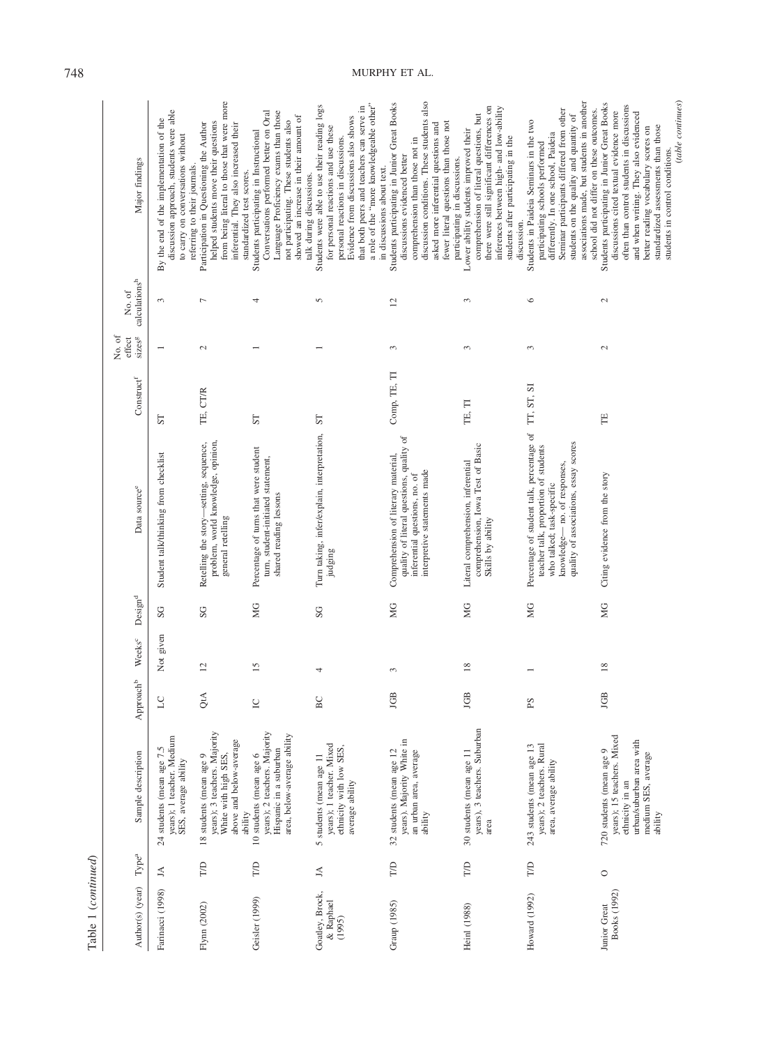Table 1 (continued)

| Author(s) (year) | Type[a] | Sample description | Approach[b] | Weeks[c] | Design[d] | Data source[e] | Construct[f] | No. of effect sizes[g] | No. of calculations[h] | Major findings |
|---|---|---|---|---|---|---|---|---|---|---|
| Farinacci (1998) | JA | 24 students (mean age 7.5 years); 1 teacher. Medium SES, average ability | LC | Not given | SG | Student talk/thinking from checklist | ST | 1 | 3 | By the end of the implementation of the discussion approach, students were able to carry on conversations without referring to their journals. |
| Flynn (2002) | T/D | 18 students (mean age 9 years); 3 teachers. Majority White with high SES, above and below-average ability | QtA | 12 | SG | Retelling the story—setting, sequence, problem, world knowledge, opinion, general retelling | TE, CT/R | 2 | 7 | Participation in Questioning the Author helped students move their questions from being literal to those that were more inferential. They also increased their standardized test scores. |
| Geisler (1999) | T/D | 10 students (mean age 6 years); 2 teachers. Majority Hispanic in a suburban area, below-average ability | IC | 15 | MG | Percentage of turns that were student turn, student-initiated statement, shared reading lessons | ST | 1 | 4 | Students participating in Instructional Conversations performed better on Oral Language Proficiency exams than those not participating. These students also showed an increase in their amount of talk during discussions. |
| Goatley, Brock, & Raphael (1995) | JA | 5 students (mean age 11 years); 1 teacher. Mixed ethnicity with low SES, average ability | BC | 4 | SG | Turn taking, infer/explain, interpretation, judging | ST | 1 | 5 | Students were able to use their reading logs for personal reactions and use these personal reactions in discussions. Evidence from discussions also shows that both peers and teachers can serve in a role of the "more knowledgeable other" in discussions about text. |
| Graup (1985) | T/D | 32 students (mean age 12 years). Majority White in an urban area, average ability | JGB | 3 | MG | Comprehension of literary material, quality of literal questions, quality of inferential questions, no. of interpretive statements made | Comp, TE, TI | 3 | 12 | Students participating in Junior Great Books discussions evidenced better comprehension than those not in discussion conditions. These students also asked more inferential questions and fewer literal questions than those not participating in discussions. |
| Heinl (1988) | T/D | 30 students (mean age 11 years), 3 teachers. Suburban area | JGB | 18 | MG | Literal comprehension, inferential comprehension, Iowa Test of Basic Skills by ability | TE, TI | 3 | 3 | Lower ability students improved their comprehension of literal questions, but there were still significant differences on inferences between high- and low-ability students after participating in the discussion. |
| Howard (1992) | T/D | 243 students (mean age 13 years); 2 teachers. Rural area, average ability | PS | 1 | MG | Percentage of student talk, percentage of teacher talk, proportion of students who talked; task-specific knowledge— no. of responses, quality of associations, essay scores | TT, ST, SI | 3 | 6 | Students in Paideia Seminars in the two participating schools performed differently. In one school, Paideia Seminar participants differed from other students on the quality and quantity of associations made, but students in another school did not differ on these outcomes. |
| Junior Great Books (1992) | O | 720 students (mean age 9 years); 15 teachers. Mixed ethnicity in an urban/suburban area with medium SES, average ability | JGB | 18 | MG | Citing evidence from the story | TE | 2 | 2 | Students participating in Junior Great Books discussions cited textual evidence more often than control students in discussions and when writing. They also evidenced better reading vocabulary scores on standardized assessments than those students in control conditions. |

(table continues)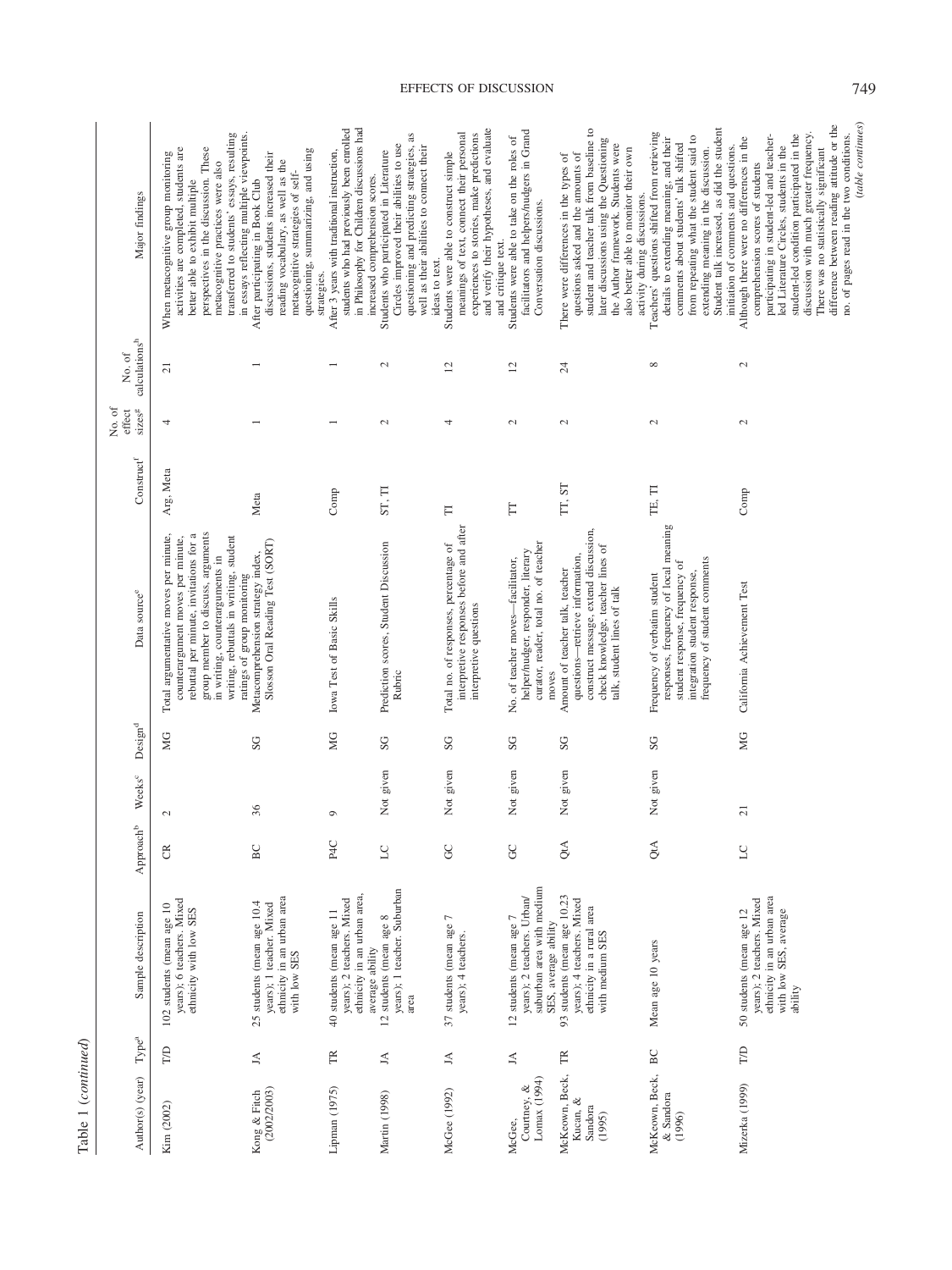Table 1 (*continued*)

| Author(s) (year) | Type[a] | Sample description | Approach[b] | Weeks[c] | Design[d] | Data source[e] | Construct[f] | No. of effect sizes[g] | No. of calculations[h] | Major findings |
|---|---|---|---|---|---|---|---|---|---|---|
| Kim (2002) | T/D | 102 students (mean age 10 years); 6 teachers. Mixed ethnicity with low SES | CR | 2 | MG | Total argumentative moves per minute, counterargument moves per minute, rebuttal per minute, invitations for a group member to discuss, arguments in writing, counterarguments in writing, rebuttals in writing, student ratings of group monitoring | Arg, Meta | 4 | 21 | When metacognitive group monitoring activities are completed, students are better able to exhibit multiple perspectives in the discussion. These metacognitive practices were also transferred to students' essays, resulting in essays reflecting multiple viewpoints. |
| Kong & Fitch (2002/2003) | JA | 25 students (mean age 10.4 years); 1 teacher. Mixed ethnicity in an urban area with low SES | BC | 36 | SG | Metacomprehension strategy index, Slosson Oral Reading Test (SORT) | Meta | 1 | 1 | After participating in Book Club discussions, students increased their reading vocabulary, as well as the metacognitive strategies of self-questioning, summarizing, and using strategies. |
| Lipman (1975) | TR | 40 students (mean age 11 years); 2 teachers. Mixed ethnicity in an urban area, average ability | P4C | 9 | MG | Iowa Test of Basic Skills | Comp | 1 | 1 | After 3 years with traditional instruction, students who had previously been enrolled in Philosophy for Children discussions had increased comprehension scores. |
| Martin (1998) | JA | 12 students (mean age 8 years); 1 teacher. Suburban area | LC | Not given | SG | Prediction scores, Student Discussion Rubric | ST, TI | 2 | 2 | Students who participated in Literature Circles improved their abilities to use questioning and predicting strategies, as well as their abilities to connect their ideas to text. |
| McGee (1992) | JA | 37 students (mean age 7 years); 4 teachers. | GC | Not given | SG | Total no. of responses, percentage of interpretive responses before and after interpretive questions | TI | 4 | 12 | Students were able to construct simple meanings of text, connect their personal experiences to stories, make predictions and verify their hypotheses, and evaluate and critique text. |
| McGee, Courtney, & Lomax (1994) | JA | 12 students (mean age 7 years); 2 teachers. Urban/suburban area with medium SES, average ability | GC | Not given | SG | No. of teacher moves—facilitator, helper/nudger, responder, literary curator, reader, total no. of teacher moves | TT | 2 | 12 | Students were able to take on the roles of facilitators and helpers/nudgers in Grand Conversation discussions. |
| McKeown, Beck, Kucan, & Sandora (1995) | TR | 93 students (mean age 10.23 years); 4 teachers. Mixed ethnicity in a rural area with medium SES | QtA | Not given | SG | Amount of teacher talk, teacher questions—retrieve information, construct message, extend discussion, check knowledge, teacher lines of talk, student lines of talk | TT, ST | 2 | 24 | There were differences in the types of questions asked and the amounts of student and teacher talk from baseline to later discussions using the Questioning the Author framework. Students were also better able to monitor their own activity during discussions. |
| McKeown, Beck, & Sandora (1996) | BC | Mean age 10 years | QtA | Not given | SG | Frequency of verbatim student responses, frequency of local meaning student response, frequency of integration student response, frequency of student comments | TE, TI | 2 | 8 | Teachers' questions shifted from retrieving details to extending meaning, and their comments about students' talk shifted from repeating what the student said to extending meaning in the discussion. Student talk increased, as did the student initiation of comments and questions. |
| Mizerka (1999) | T/D | 50 students (mean age 12 years); 2 teachers. Mixed ethnicity in an urban area with low SES, average ability | LC | 21 | MG | California Achievement Test | Comp | 2 | 2 | Although there were no differences in the comprehension scores of students participating in student-led and teacher-led Literature Circles, students in the student-led condition participated in the discussion with much greater frequency. There was no statistically significant difference between reading attitude or the no. of pages read in the two conditions. |

(*table continues*)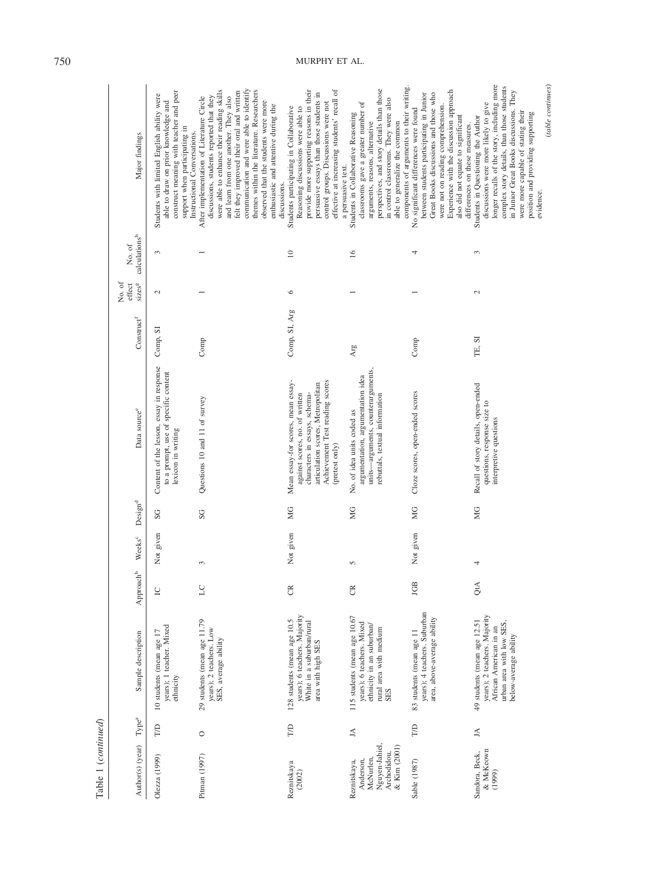Table 1 (*continued*)

| Author(s) (year) | Type[a] | Sample description | Approach[b] | Weeks[c] | Design[d] | Data source[e] | Construct[f] | No. of effect sizes[g] | No. of calculations[h] | Major findings |
|---|---|---|---|---|---|---|---|---|---|---|
| Olezza (1999) | T/D | 10 students (mean age 17 years); 1 teacher. Mixed ethnicity | IC | Not given | SG | Content of the lesson, essay in response to a prompt, use of specific content lexicon in writing | Comp, SI | 2 | 3 | Students with limited English ability were able to draw on prior knowledge and construct meaning with teacher and peer support when participating in Instructional Conversations. |
| Pitman (1997) | O | 29 students (mean age 11.79 years); 2 teachers. Low SES, average ability | LC | 3 | SG | Questions 10 and 11 of survey | Comp | 1 | 1 | After implementation of Literature Circle discussions, students reported that they were able to enhance their reading skills and learn from one another. They also felt they improved their oral and written communication and were able to identify themes within the literature. Researchers observed that the students were more enthusiastic and attentive during the discussions. |
| Reznitskaya (2002) | T/D | 128 students (mean age 10.5 years); 6 teachers. Majority White in a suburban/rural area with high SES | CR | Not given | MG | Mean essay-for scores, mean essay-against scores, no. of written characters in essays, schema-articulation scores, Metropolitan Achievement Test reading scores (pretest only) | Comp, SI, Arg | 6 | 10 | Students participating in Collaborative Reasoning discussions were able to provide more supporting reasons in their persuasive essays than those students in control groups. Discussions were not effective at increasing students' recall of a persuasive text. |
| Reznitskaya, Anderson, McNurlen, Nguyen-Jahiel, Archodidou, & Kim (2001) | JA | 115 students (mean age 10.67 years); 6 teachers. Mixed ethnicity in an suburban/rural area with medium SES | CR | 5 | MG | No. of idea units coded as argumentation, argumentation idea units—arguments, counterarguments, rebuttals, textual information | Arg | 1 | 16 | Students in Collaborative Reasoning classrooms gave a greater number of arguments, reasons, alternative perspectives, and story details than those in control classrooms. They were also able to generalize the common components of arguments to their writing. |
| Sable (1987) | T/D | 83 students (mean age 11 years); 4 teachers. Suburban area, above-average ability | JGB | Not given | MG | Cloze scores, open-ended scores | Comp | 1 | 4 | No significant differences were found between students participating in Junior Great Books discussions and those who were not on reading comprehension. Experience with the discussion approach also did not equate to significant differences on these measures. |
| Sandora, Beck, & McKeown (1999) | JA | 49 students (mean age 12.51 years); 2 teachers. Majority African American in an urban area with low SES, below-average ability | QtA | 4 | MG | Recall of story details, open-ended questions, response size to interpretive questions | TE, SI | 2 | 3 | Students in Questioning the Author discussions were more likely to give longer recalls of the story, including more complex story details, than those students in Junior Great Books discussions. They were more capable of stating their position and providing supporting evidence. |

(*table continues*)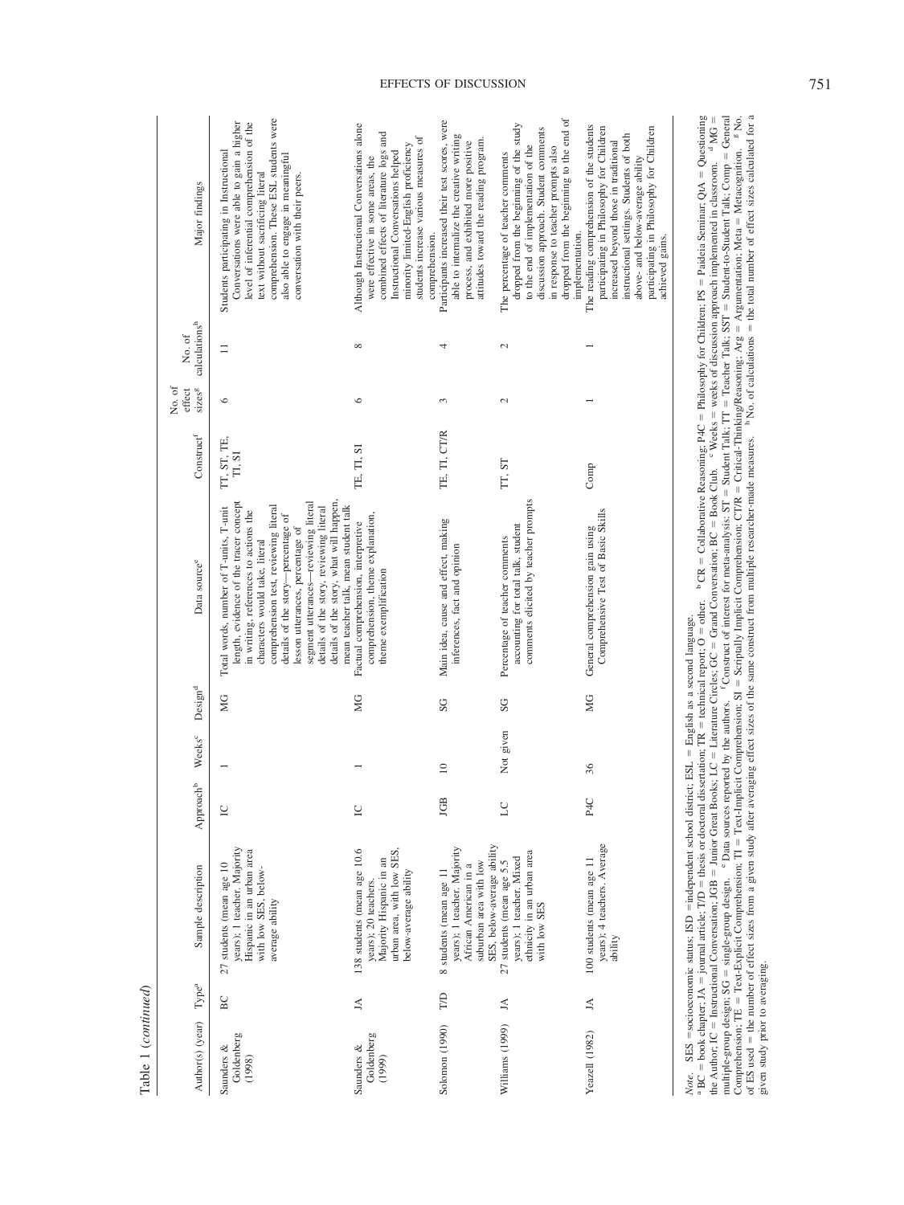Table 1 (*continued*)

| Author(s) (year) | Type[a] | Sample description | Approach[b] | Weeks[c] | Design[d] | Data source[e] | Construct[f] | No. of effect sizes[g] | No. of calculations[h] | Major findings |
|---|---|---|---|---|---|---|---|---|---|---|
| Saunders & Goldenberg (1998) | BC | 27 students (mean age 10 years); 1 teacher. Majority Hispanic in an urban area with low SES, below-average ability | IC | 1 | MG | Total words, number of T-units, T-unit length, evidence of the tracer concept in writing, references to actions the characters would take, literal comprehension test, reviewing literal details of the story—percentage of lesson utterances, percentage of segment utterances—reviewing literal details of the story, reviewing literal details of the story, what will happen, mean teacher talk, mean student talk | TT, ST, TE, TI, SI | 6 | 11 | Students participating in Instructional Conversations were able to gain a higher level of inferential comprehension of the text without sacrificing literal comprehension. These ESL students were also able to engage in meaningful conversation with their peers. |
| Saunders & Goldenberg (1999) | JA | 138 students (mean age 10.6 years); 20 teachers. Majority Hispanic in an urban area, with low SES, below-average ability | IC | 1 | MG | Factual comprehension, interpretive comprehension, theme explanation, theme exemplification | TE, TI, SI | 6 | 8 | Although Instructional Conversations alone were effective in some areas, the combined effects of literature logs and Instructional Conversations helped minority limited-English proficiency students increase various measures of comprehension. |
| Solomon (1990) | T/D | 8 students (mean age 11 years); 1 teacher. Majority African American in a suburban area with low SES, below-average ability | JGB | 10 | SG | Main idea, cause and effect, making inferences, fact and opinion | TE, TI, CT/R | 3 | 4 | Participants increased their test scores, were able to internalize the creative writing process, and exhibited more positive attitudes toward the reading program. |
| Williams (1999) | JA | 27 students (mean age 5.5 years); 1 teacher. Mixed ethnicity in an urban area with low SES | LC | Not given | SG | Percentage of teacher comments accounting for total talk, student comments elicited by teacher prompts | TT, ST | 2 | 2 | The percentage of teacher comments dropped from the beginning of the study to the end of implementation of the discussion approach. Student comments in response to teacher prompts also dropped from the beginning to the end of implementation. |
| Yeazell (1982) | JA | 100 students (mean age 11 years); 4 teachers. Average ability | P4C | 36 | MG | General comprehension gain using Comprehensive Test of Basic Skills | Comp | 1 | 1 | The reading comprehension of the students participating in Philosophy for Children increased beyond those in traditional instructional settings. Students of both above- and below-average ability participating in Philosophy for Children achieved gains. |

*Note.* SES = socioeconomic status; ISD = independent school district; ESL = English as a second language.
[a] BC = book chapter; JA = journal article; T/D = thesis or doctoral dissertation; TR = technical report; O = other. [b] CR = Collaborative Reasoning; P4C = Philosophy for Children; PS = Paideia Seminar; QtA = Questioning the Author; IC = Instructional Conversation; JGB = Junior Great Books; LC = Literature Circles; GC = Grand Conversation; BC = Book Club. [c] Weeks = weeks of discussion approach implemented in classroom. [d] MG = multiple-group design; SG = single-group design. [e] Data sources reported by the authors. [f] Construct of interest for meta-analysis: ST = Student Talk; TT = Teacher Talk; SST = Student-to-Student Talk; Comp = General Comprehension; TE = Text-Explicit Comprehension; TI = Text-Implicit Comprehension; SI = Scriptally Implicit Comprehension; CT/R = Critical-Thinking/Reasoning; Arg = Argumentation; Meta = Metacognition. [g] No. of ES used = the number of effect sizes from a given study after averaging effect sizes of the same construct from multiple researcher-made measures. [h] No. of calculations = the total number of effect sizes calculated for a given study prior to averaging.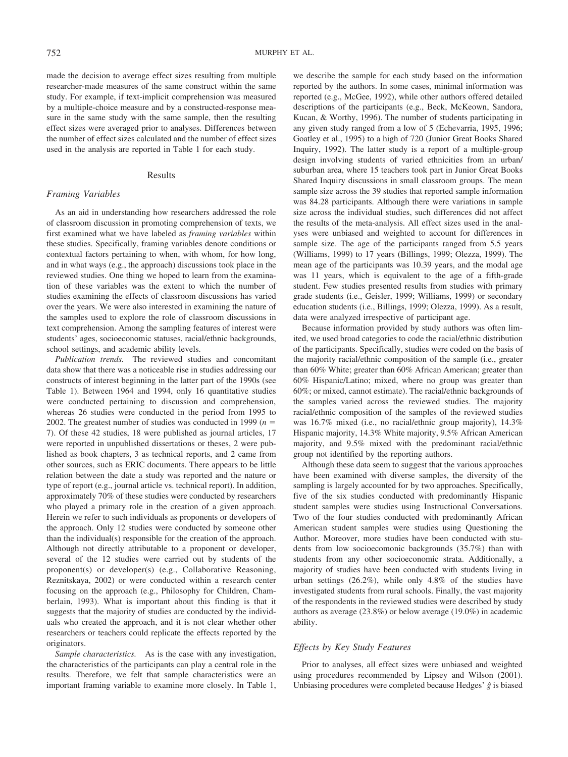made the decision to average effect sizes resulting from multiple researcher-made measures of the same construct within the same study. For example, if text-implicit comprehension was measured by a multiple-choice measure and by a constructed-response measure in the same study with the same sample, then the resulting effect sizes were averaged prior to analyses. Differences between the number of effect sizes calculated and the number of effect sizes used in the analysis are reported in Table 1 for each study.

## Results

### Framing Variables

As an aid in understanding how researchers addressed the role of classroom discussion in promoting comprehension of texts, we first examined what we have labeled as *framing variables* within these studies. Specifically, framing variables denote conditions or contextual factors pertaining to when, with whom, for how long, and in what ways (e.g., the approach) discussions took place in the reviewed studies. One thing we hoped to learn from the examination of these variables was the extent to which the number of studies examining the effects of classroom discussions has varied over the years. We were also interested in examining the nature of the samples used to explore the role of classroom discussions in text comprehension. Among the sampling features of interest were students' ages, socioeconomic statuses, racial/ethnic backgrounds, school settings, and academic ability levels.

*Publication trends.* The reviewed studies and concomitant data show that there was a noticeable rise in studies addressing our constructs of interest beginning in the latter part of the 1990s (see Table 1). Between 1964 and 1994, only 16 quantitative studies were conducted pertaining to discussion and comprehension, whereas 26 studies were conducted in the period from 1995 to 2002. The greatest number of studies was conducted in 1999 ($n = 7$). Of these 42 studies, 18 were published as journal articles, 17 were reported in unpublished dissertations or theses, 2 were published as book chapters, 3 as technical reports, and 2 came from other sources, such as ERIC documents. There appears to be little relation between the date a study was reported and the nature or type of report (e.g., journal article vs. technical report). In addition, approximately 70% of these studies were conducted by researchers who played a primary role in the creation of a given approach. Herein we refer to such individuals as proponents or developers of the approach. Only 12 studies were conducted by someone other than the individual(s) responsible for the creation of the approach. Although not directly attributable to a proponent or developer, several of the 12 studies were carried out by students of the proponent(s) or developer(s) (e.g., Collaborative Reasoning, Reznitskaya, 2002) or were conducted within a research center focusing on the approach (e.g., Philosophy for Children, Chamberlain, 1993). What is important about this finding is that it suggests that the majority of studies are conducted by the individuals who created the approach, and it is not clear whether other researchers or teachers could replicate the effects reported by the originators.

*Sample characteristics.* As is the case with any investigation, the characteristics of the participants can play a central role in the results. Therefore, we felt that sample characteristics were an important framing variable to examine more closely. In Table 1, we describe the sample for each study based on the information reported by the authors. In some cases, minimal information was reported (e.g., McGee, 1992), while other authors offered detailed descriptions of the participants (e.g., Beck, McKeown, Sandora, Kucan, & Worthy, 1996). The number of students participating in any given study ranged from a low of 5 (Echevarria, 1995, 1996; Goatley et al., 1995) to a high of 720 (Junior Great Books Shared Inquiry, 1992). The latter study is a report of a multiple-group design involving students of varied ethnicities from an urban/suburban area, where 15 teachers took part in Junior Great Books Shared Inquiry discussions in small classroom groups. The mean sample size across the 39 studies that reported sample information was 84.28 participants. Although there were variations in sample size across the individual studies, such differences did not affect the results of the meta-analysis. All effect sizes used in the analyses were unbiased and weighted to account for differences in sample size. The age of the participants ranged from 5.5 years (Williams, 1999) to 17 years (Billings, 1999; Olezza, 1999). The mean age of the participants was 10.39 years, and the modal age was 11 years, which is equivalent to the age of a fifth-grade student. Few studies presented results from studies with primary grade students (i.e., Geisler, 1999; Williams, 1999) or secondary education students (i.e., Billings, 1999; Olezza, 1999). As a result, data were analyzed irrespective of participant age.

Because information provided by study authors was often limited, we used broad categories to code the racial/ethnic distribution of the participants. Specifically, studies were coded on the basis of the majority racial/ethnic composition of the sample (i.e., greater than 60% White; greater than 60% African American; greater than 60% Hispanic/Latino; mixed, where no group was greater than 60%; or mixed, cannot estimate). The racial/ethnic backgrounds of the samples varied across the reviewed studies. The majority racial/ethnic composition of the samples of the reviewed studies was 16.7% mixed (i.e., no racial/ethnic group majority), 14.3% Hispanic majority, 14.3% White majority, 9.5% African American majority, and 9.5% mixed with the predominant racial/ethnic group not identified by the reporting authors.

Although these data seem to suggest that the various approaches have been examined with diverse samples, the diversity of the sampling is largely accounted for by two approaches. Specifically, five of the six studies conducted with predominantly Hispanic student samples were studies using Instructional Conversations. Two of the four studies conducted with predominantly African American student samples were studies using Questioning the Author. Moreover, more studies have been conducted with students from low socioecomonic backgrounds (35.7%) than with students from any other socioeconomic strata. Additionally, a majority of studies have been conducted with students living in urban settings (26.2%), while only 4.8% of the studies have investigated students from rural schools. Finally, the vast majority of the respondents in the reviewed studies were described by study authors as average (23.8%) or below average (19.0%) in academic ability.

### Effects by Key Study Features

Prior to analyses, all effect sizes were unbiased and weighted using procedures recommended by Lipsey and Wilson (2001). Unbiasing procedures were completed because Hedges' $\hat{g}$ is biased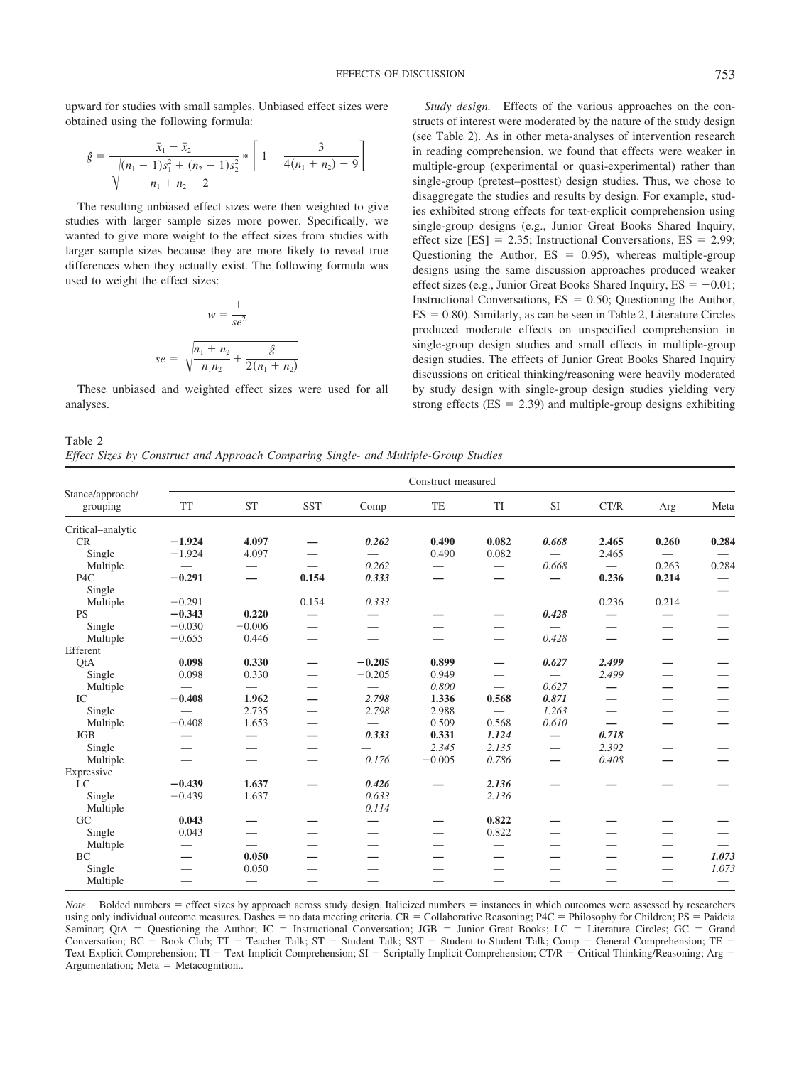upward for studies with small samples. Unbiased effect sizes were obtained using the following formula:

$$\hat{g} = \frac{\bar{x}_1 - \bar{x}_2}{\sqrt{\dfrac{(n_1 - 1)s_1^2 + (n_2 - 1)s_2^2}{n_1 + n_2 - 2}}} * \left[ 1 - \frac{3}{4(n_1 + n_2) - 9} \right]$$

The resulting unbiased effect sizes were then weighted to give studies with larger sample sizes more power. Specifically, we wanted to give more weight to the effect sizes from studies with larger sample sizes because they are more likely to reveal true differences when they actually exist. The following formula was used to weight the effect sizes:

$$w = \frac{1}{se^2}$$

$$se = \sqrt{\frac{n_1 + n_2}{n_1 n_2} + \frac{\hat{g}}{2(n_1 + n_2)}}$$

These unbiased and weighted effect sizes were used for all analyses.

*Study design.* Effects of the various approaches on the constructs of interest were moderated by the nature of the study design (see Table 2). As in other meta-analyses of intervention research in reading comprehension, we found that effects were weaker in multiple-group (experimental or quasi-experimental) rather than single-group (pretest–posttest) design studies. Thus, we chose to disaggregate the studies and results by design. For example, studies exhibited strong effects for text-explicit comprehension using single-group designs (e.g., Junior Great Books Shared Inquiry, effect size [ES] = 2.35; Instructional Conversations, ES = 2.99; Questioning the Author, ES = 0.95), whereas multiple-group designs using the same discussion approaches produced weaker effect sizes (e.g., Junior Great Books Shared Inquiry, ES = −0.01; Instructional Conversations, ES = 0.50; Questioning the Author, ES = 0.80). Similarly, as can be seen in Table 2, Literature Circles produced moderate effects on unspecified comprehension in single-group design studies and small effects in multiple-group design studies. The effects of Junior Great Books Shared Inquiry discussions on critical thinking/reasoning were heavily moderated by study design with single-group design studies yielding very strong effects (ES = 2.39) and multiple-group designs exhibiting

Table 2
*Effect Sizes by Construct and Approach Comparing Single- and Multiple-Group Studies*

| Stance/approach/grouping | Construct measured | | | | | | | | | |
|---|---|---|---|---|---|---|---|---|---|---|
| | TT | ST | SST | Comp | TE | TI | SI | CT/R | Arg | Meta |
| Critical–analytic | | | | | | | | | | |
| CR | **−1.924** | **4.097** | **—** | ***0.262*** | **0.490** | **0.082** | ***0.668*** | **2.465** | **0.260** | **0.284** |
| Single | −1.924 | 4.097 | — | — | 0.490 | 0.082 | — | 2.465 | — | — |
| Multiple | — | — | — | *0.262* | — | — | *0.668* | — | 0.263 | 0.284 |
| P4C | **−0.291** | **—** | **0.154** | ***0.333*** | **—** | **—** | **—** | **0.236** | **0.214** | — |
| Single | — | — | — | — | — | — | — | — | — | **—** |
| Multiple | −0.291 | — | 0.154 | *0.333* | — | — | — | 0.236 | 0.214 | — |
| PS | **−0.343** | **0.220** | **—** | **—** | **—** | **—** | ***0.428*** | **—** | **—** | **—** |
| Single | −0.030 | −0.006 | — | — | — | — | — | — | — | — |
| Multiple | −0.655 | 0.446 | — | — | — | — | *0.428* | — | — | — |
| Efferent | | | | | | | | | | |
| QtA | **0.098** | **0.330** | **—** | **−0.205** | **0.899** | **—** | ***0.627*** | ***2.499*** | **—** | **—** |
| Single | 0.098 | 0.330 | — | −0.205 | 0.949 | — | — | *2.499* | — | — |
| Multiple | — | — | — | — | *0.800* | — | *0.627* | **—** | **—** | **—** |
| IC | **−0.408** | **1.962** | **—** | ***2.798*** | **1.336** | **0.568** | ***0.871*** | **—** | — | — |
| Single | — | 2.735 | — | *2.798* | 2.988 | — | *1.263* | — | — | — |
| Multiple | −0.408 | 1.653 | — | — | 0.509 | 0.568 | *0.610* | **—** | **—** | **—** |
| JGB | **—** | **—** | **—** | ***0.333*** | **0.331** | ***1.124*** | **—** | ***0.718*** | — | — |
| Single | — | — | — | — | *2.345* | *2.135* | — | *2.392* | — | — |
| Multiple | — | — | — | *0.176* | −0.005 | *0.786* | **—** | *0.408* | **—** | **—** |
| Expressive | | | | | | | | | | |
| LC | **−0.439** | **1.637** | **—** | ***0.426*** | **—** | ***2.136*** | **—** | **—** | **—** | **—** |
| Single | −0.439 | 1.637 | — | *0.633* | — | *2.136* | — | — | — | — |
| Multiple | — | — | — | *0.114* | — | — | — | — | — | — |
| GC | **0.043** | **—** | **—** | **—** | **—** | **0.822** | **—** | **—** | **—** | **—** |
| Single | 0.043 | — | — | — | — | 0.822 | — | — | — | — |
| Multiple | — | — | — | — | — | — | — | — | — | — |
| BC | **—** | **0.050** | **—** | **—** | **—** | **—** | **—** | **—** | **—** | ***1.073*** |
| Single | — | 0.050 | — | — | — | — | — | — | — | *1.073* |
| Multiple | — | — | — | — | — | — | — | — | — | — |

*Note*. Bolded numbers = effect sizes by approach across study design. Italicized numbers = instances in which outcomes were assessed by researchers using only individual outcome measures. Dashes = no data meeting criteria. CR = Collaborative Reasoning; P4C = Philosophy for Children; PS = Paideia Seminar; QtA = Questioning the Author; IC = Instructional Conversation; JGB = Junior Great Books; LC = Literature Circles; GC = Grand Conversation; BC = Book Club; TT = Teacher Talk; ST = Student Talk; SST = Student-to-Student Talk; Comp = General Comprehension; TE = Text-Explicit Comprehension; TI = Text-Implicit Comprehension; SI = Scriptally Implicit Comprehension; CT/R = Critical Thinking/Reasoning; Arg = Argumentation; Meta = Metacognition..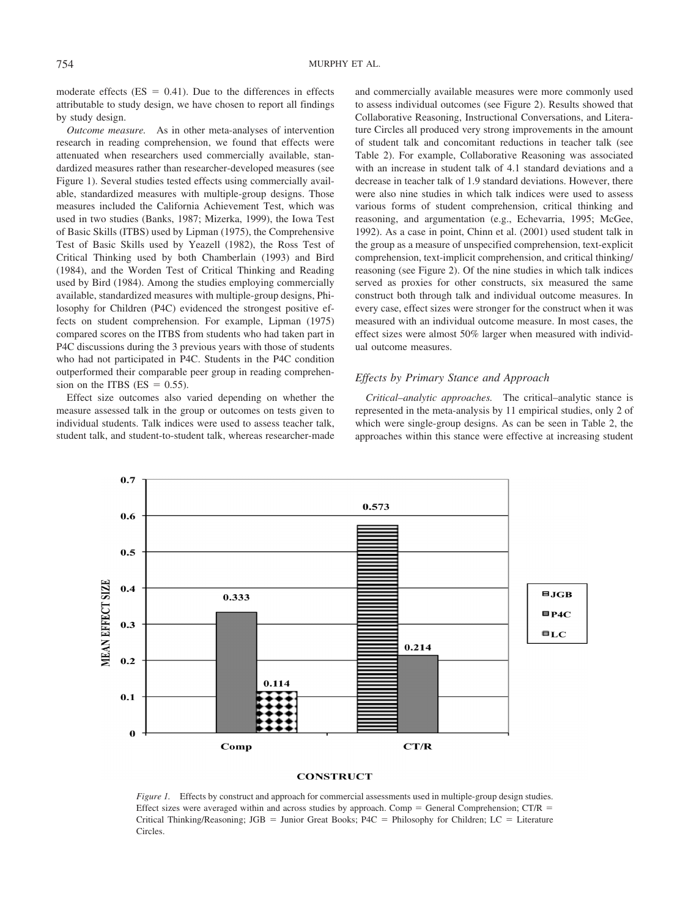moderate effects (ES = 0.41). Due to the differences in effects attributable to study design, we have chosen to report all findings by study design.

*Outcome measure.* As in other meta-analyses of intervention research in reading comprehension, we found that effects were attenuated when researchers used commercially available, standardized measures rather than researcher-developed measures (see Figure 1). Several studies tested effects using commercially available, standardized measures with multiple-group designs. Those measures included the California Achievement Test, which was used in two studies (Banks, 1987; Mizerka, 1999), the Iowa Test of Basic Skills (ITBS) used by Lipman (1975), the Comprehensive Test of Basic Skills used by Yeazell (1982), the Ross Test of Critical Thinking used by both Chamberlain (1993) and Bird (1984), and the Worden Test of Critical Thinking and Reading used by Bird (1984). Among the studies employing commercially available, standardized measures with multiple-group designs, Philosophy for Children (P4C) evidenced the strongest positive effects on student comprehension. For example, Lipman (1975) compared scores on the ITBS from students who had taken part in P4C discussions during the 3 previous years with those of students who had not participated in P4C. Students in the P4C condition outperformed their comparable peer group in reading comprehension on the ITBS (ES = 0.55).

Effect size outcomes also varied depending on whether the measure assessed talk in the group or outcomes on tests given to individual students. Talk indices were used to assess teacher talk, student talk, and student-to-student talk, whereas researcher-made and commercially available measures were more commonly used to assess individual outcomes (see Figure 2). Results showed that Collaborative Reasoning, Instructional Conversations, and Literature Circles all produced very strong improvements in the amount of student talk and concomitant reductions in teacher talk (see Table 2). For example, Collaborative Reasoning was associated with an increase in student talk of 4.1 standard deviations and a decrease in teacher talk of 1.9 standard deviations. However, there were also nine studies in which talk indices were used to assess various forms of student comprehension, critical thinking and reasoning, and argumentation (e.g., Echevarria, 1995; McGee, 1992). As a case in point, Chinn et al. (2001) used student talk in the group as a measure of unspecified comprehension, text-explicit comprehension, text-implicit comprehension, and critical thinking/reasoning (see Figure 2). Of the nine studies in which talk indices served as proxies for other constructs, six measured the same construct both through talk and individual outcome measures. In every case, effect sizes were stronger for the construct when it was measured with an individual outcome measure. In most cases, the effect sizes were almost 50% larger when measured with individual outcome measures.

### Effects by Primary Stance and Approach

*Critical–analytic approaches.* The critical–analytic stance is represented in the meta-analysis by 11 empirical studies, only 2 of which were single-group designs. As can be seen in Table 2, the approaches within this stance were effective at increasing student

| CONSTRUCT | JGB | P4C | LC |
|---|---|---|---|
| Comp | | 0.333 | 0.114 |
| CT/R | 0.573 | 0.214 | |

*Figure 1.* Effects by construct and approach for commercial assessments used in multiple-group design studies. Effect sizes were averaged within and across studies by approach. Comp = General Comprehension; CT/R = Critical Thinking/Reasoning; JGB = Junior Great Books; P4C = Philosophy for Children; LC = Literature Circles.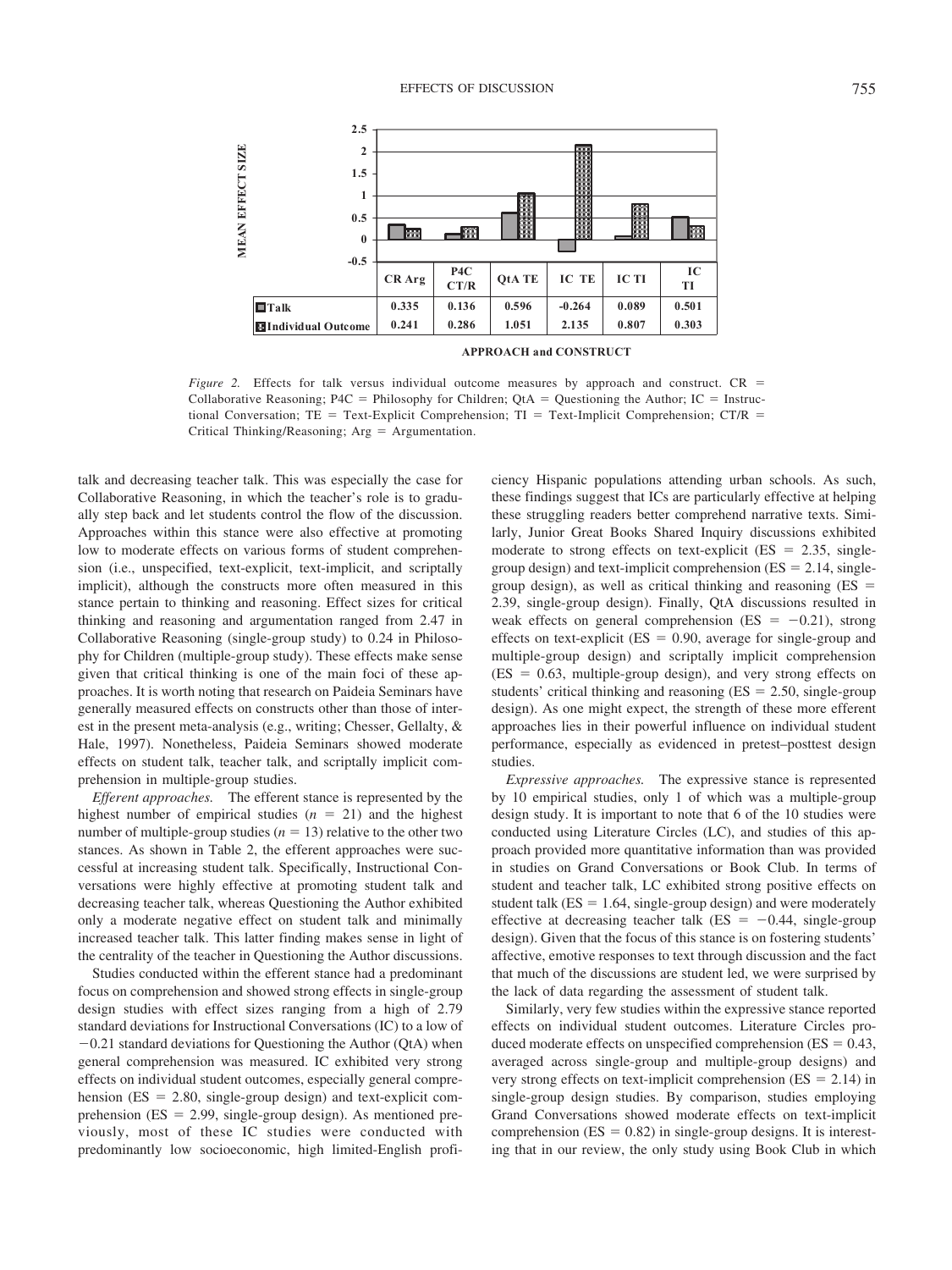| | CR Arg | P4C CT/R | QtA TE | IC TE | IC TI | IC TI |
|---|---|---|---|---|---|---|
| Talk | 0.335 | 0.136 | 0.596 | -0.264 | 0.089 | 0.501 |
| Individual Outcome | 0.241 | 0.286 | 1.051 | 2.135 | 0.807 | 0.303 |

*Figure 2.* Effects for talk versus individual outcome measures by approach and construct. CR = Collaborative Reasoning; P4C = Philosophy for Children; QtA = Questioning the Author; IC = Instructional Conversation; TE = Text-Explicit Comprehension; TI = Text-Implicit Comprehension; CT/R = Critical Thinking/Reasoning; Arg = Argumentation.

talk and decreasing teacher talk. This was especially the case for Collaborative Reasoning, in which the teacher's role is to gradually step back and let students control the flow of the discussion. Approaches within this stance were also effective at promoting low to moderate effects on various forms of student comprehension (i.e., unspecified, text-explicit, text-implicit, and scriptally implicit), although the constructs more often measured in this stance pertain to thinking and reasoning. Effect sizes for critical thinking and reasoning and argumentation ranged from 2.47 in Collaborative Reasoning (single-group study) to 0.24 in Philosophy for Children (multiple-group study). These effects make sense given that critical thinking is one of the main foci of these approaches. It is worth noting that research on Paideia Seminars have generally measured effects on constructs other than those of interest in the present meta-analysis (e.g., writing; Chesser, Gellalty, & Hale, 1997). Nonetheless, Paideia Seminars showed moderate effects on student talk, teacher talk, and scriptally implicit comprehension in multiple-group studies.

*Efferent approaches.* The efferent stance is represented by the highest number of empirical studies ($n = 21$) and the highest number of multiple-group studies ($n = 13$) relative to the other two stances. As shown in Table 2, the efferent approaches were successful at increasing student talk. Specifically, Instructional Conversations were highly effective at promoting student talk and decreasing teacher talk, whereas Questioning the Author exhibited only a moderate negative effect on student talk and minimally increased teacher talk. This latter finding makes sense in light of the centrality of the teacher in Questioning the Author discussions.

Studies conducted within the efferent stance had a predominant focus on comprehension and showed strong effects in single-group design studies with effect sizes ranging from a high of 2.79 standard deviations for Instructional Conversations (IC) to a low of −0.21 standard deviations for Questioning the Author (QtA) when general comprehension was measured. IC exhibited very strong effects on individual student outcomes, especially general comprehension (ES = 2.80, single-group design) and text-explicit comprehension (ES = 2.99, single-group design). As mentioned previously, most of these IC studies were conducted with predominantly low socioeconomic, high limited-English proficiency Hispanic populations attending urban schools. As such, these findings suggest that ICs are particularly effective at helping these struggling readers better comprehend narrative texts. Similarly, Junior Great Books Shared Inquiry discussions exhibited moderate to strong effects on text-explicit (ES = 2.35, single-group design) and text-implicit comprehension (ES = 2.14, single-group design), as well as critical thinking and reasoning (ES = 2.39, single-group design). Finally, QtA discussions resulted in weak effects on general comprehension (ES = −0.21), strong effects on text-explicit (ES = 0.90, average for single-group and multiple-group design) and scriptally implicit comprehension (ES = 0.63, multiple-group design), and very strong effects on students' critical thinking and reasoning (ES = 2.50, single-group design). As one might expect, the strength of these more efferent approaches lies in their powerful influence on individual student performance, especially as evidenced in pretest–posttest design studies.

*Expressive approaches.* The expressive stance is represented by 10 empirical studies, only 1 of which was a multiple-group design study. It is important to note that 6 of the 10 studies were conducted using Literature Circles (LC), and studies of this approach provided more quantitative information than was provided in studies on Grand Conversations or Book Club. In terms of student and teacher talk, LC exhibited strong positive effects on student talk (ES = 1.64, single-group design) and were moderately effective at decreasing teacher talk (ES = −0.44, single-group design). Given that the focus of this stance is on fostering students' affective, emotive responses to text through discussion and the fact that much of the discussions are student led, we were surprised by the lack of data regarding the assessment of student talk.

Similarly, very few studies within the expressive stance reported effects on individual student outcomes. Literature Circles produced moderate effects on unspecified comprehension (ES = 0.43, averaged across single-group and multiple-group designs) and very strong effects on text-implicit comprehension (ES = 2.14) in single-group design studies. By comparison, studies employing Grand Conversations showed moderate effects on text-implicit comprehension (ES = 0.82) in single-group designs. It is interesting that in our review, the only study using Book Club in which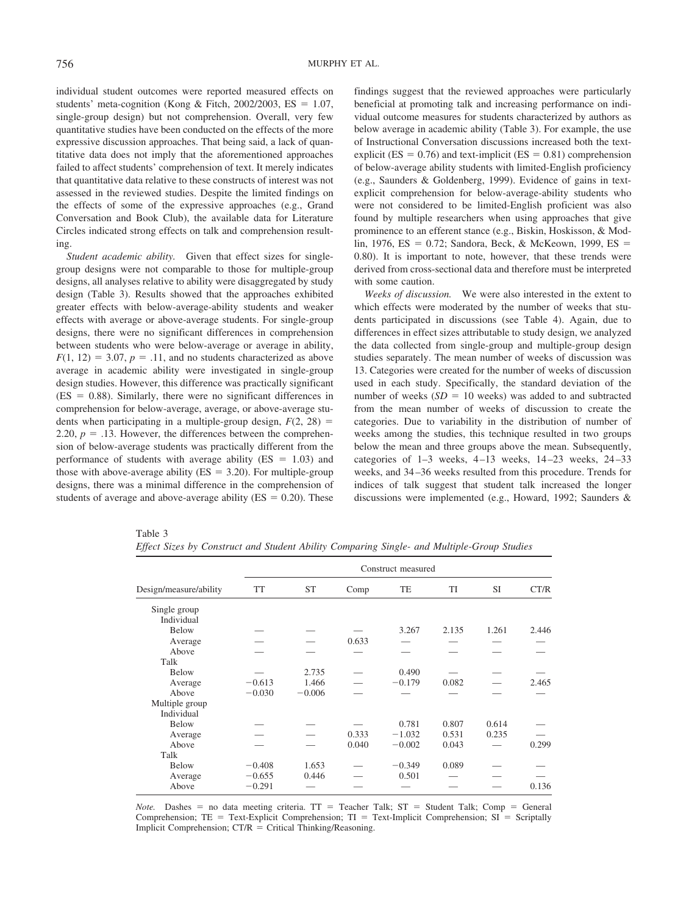individual student outcomes were reported measured effects on students' meta-cognition (Kong & Fitch, 2002/2003, ES = 1.07, single-group design) but not comprehension. Overall, very few quantitative studies have been conducted on the effects of the more expressive discussion approaches. That being said, a lack of quantitative data does not imply that the aforementioned approaches failed to affect students' comprehension of text. It merely indicates that quantitative data relative to these constructs of interest was not assessed in the reviewed studies. Despite the limited findings on the effects of some of the expressive approaches (e.g., Grand Conversation and Book Club), the available data for Literature Circles indicated strong effects on talk and comprehension resulting.

*Student academic ability.* Given that effect sizes for single-group designs were not comparable to those for multiple-group designs, all analyses relative to ability were disaggregated by study design (Table 3). Results showed that the approaches exhibited greater effects with below-average-ability students and weaker effects with average or above-average students. For single-group designs, there were no significant differences in comprehension between students who were below-average or average in ability, $F(1, 12) = 3.07$, $p = .11$, and no students characterized as above average in academic ability were investigated in single-group design studies. However, this difference was practically significant (ES = 0.88). Similarly, there were no significant differences in comprehension for below-average, average, or above-average students when participating in a multiple-group design, $F(2, 28) = 2.20$, $p = .13$. However, the differences between the comprehension of below-average students was practically different from the performance of students with average ability (ES = 1.03) and those with above-average ability (ES = 3.20). For multiple-group designs, there was a minimal difference in the comprehension of students of average and above-average ability (ES = 0.20). These findings suggest that the reviewed approaches were particularly beneficial at promoting talk and increasing performance on individual outcome measures for students characterized by authors as below average in academic ability (Table 3). For example, the use of Instructional Conversation discussions increased both the text-explicit (ES = 0.76) and text-implicit (ES = 0.81) comprehension of below-average ability students with limited-English proficiency (e.g., Saunders & Goldenberg, 1999). Evidence of gains in text-explicit comprehension for below-average-ability students who were not considered to be limited-English proficient was also found by multiple researchers when using approaches that give prominence to an efferent stance (e.g., Biskin, Hoskisson, & Modlin, 1976, ES = 0.72; Sandora, Beck, & McKeown, 1999, ES = 0.80). It is important to note, however, that these trends were derived from cross-sectional data and therefore must be interpreted with some caution.

*Weeks of discussion.* We were also interested in the extent to which effects were moderated by the number of weeks that students participated in discussions (see Table 4). Again, due to differences in effect sizes attributable to study design, we analyzed the data collected from single-group and multiple-group design studies separately. The mean number of weeks of discussion was 13. Categories were created for the number of weeks of discussion used in each study. Specifically, the standard deviation of the number of weeks ($SD = 10$ weeks) was added to and subtracted from the mean number of weeks of discussion to create the categories. Due to variability in the distribution of number of weeks among the studies, this technique resulted in two groups below the mean and three groups above the mean. Subsequently, categories of 1–3 weeks, 4–13 weeks, 14–23 weeks, 24–33 weeks, and 34–36 weeks resulted from this procedure. Trends for indices of talk suggest that student talk increased the longer discussions were implemented (e.g., Howard, 1992; Saunders &

Table 3
*Effect Sizes by Construct and Student Ability Comparing Single- and Multiple-Group Studies*

| | Construct measured | | | | | | |
|---|---|---|---|---|---|---|---|
| Design/measure/ability | TT | ST | Comp | TE | TI | SI | CT/R |
| Single group | | | | | | | |
| Individual | | | | | | | |
| Below | — | — | — | 3.267 | 2.135 | 1.261 | 2.446 |
| Average | — | — | 0.633 | — | — | — | — |
| Above | — | — | — | — | — | — | — |
| Talk | | | | | | | |
| Below | — | 2.735 | — | 0.490 | — | — | — |
| Average | −0.613 | 1.466 | — | −0.179 | 0.082 | — | 2.465 |
| Above | −0.030 | −0.006 | — | — | — | — | — |
| Multiple group | | | | | | | |
| Individual | | | | | | | |
| Below | — | — | — | 0.781 | 0.807 | 0.614 | — |
| Average | — | — | 0.333 | −1.032 | 0.531 | 0.235 | — |
| Above | — | — | 0.040 | −0.002 | 0.043 | — | 0.299 |
| Talk | | | | | | | |
| Below | −0.408 | 1.653 | — | −0.349 | 0.089 | — | — |
| Average | −0.655 | 0.446 | — | 0.501 | — | — | — |
| Above | −0.291 | — | — | — | — | — | 0.136 |

*Note.* Dashes = no data meeting criteria. TT = Teacher Talk; ST = Student Talk; Comp = General Comprehension; TE = Text-Explicit Comprehension; TI = Text-Implicit Comprehension; SI = Scriptally Implicit Comprehension; CT/R = Critical Thinking/Reasoning.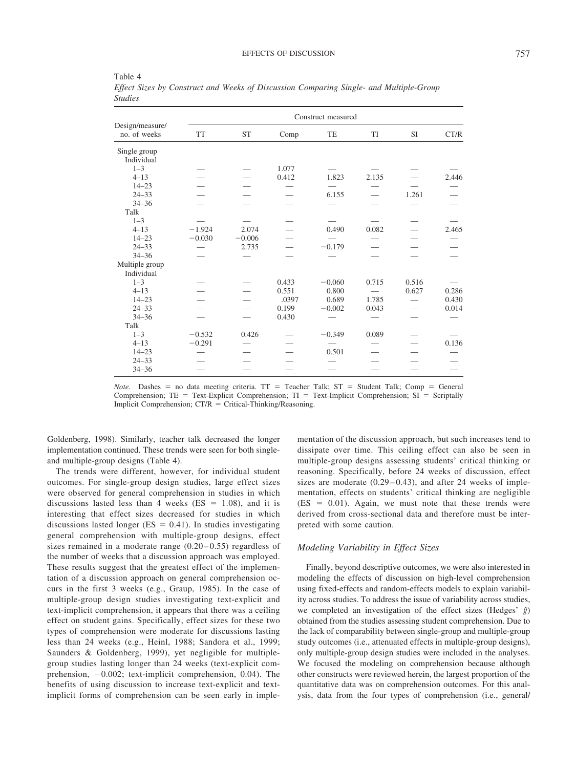Table 4
*Effect Sizes by Construct and Weeks of Discussion Comparing Single- and Multiple-Group Studies*

| Design/measure/ no. of weeks | TT | ST | Comp | TE | TI | SI | CT/R |
|---|---|---|---|---|---|---|---|
| | Construct measured | | | | | | |
| Single group | | | | | | | |
| Individual | | | | | | | |
| 1–3 | — | — | 1.077 | — | — | — | — |
| 4–13 | — | — | 0.412 | 1.823 | 2.135 | — | 2.446 |
| 14–23 | — | — | — | — | — | — | — |
| 24–33 | — | — | — | 6.155 | — | 1.261 | — |
| 34–36 | — | — | — | — | — | — | — |
| Talk | | | | | | | |
| 1–3 | — | — | — | — | — | — | — |
| 4–13 | −1.924 | 2.074 | — | 0.490 | 0.082 | — | 2.465 |
| 14–23 | −0.030 | −0.006 | — | — | — | — | — |
| 24–33 | — | 2.735 | — | −0.179 | — | — | — |
| 34–36 | — | — | — | — | — | — | — |
| Multiple group | | | | | | | |
| Individual | | | | | | | |
| 1–3 | — | — | 0.433 | −0.060 | 0.715 | 0.516 | — |
| 4–13 | — | — | 0.551 | 0.800 | — | 0.627 | 0.286 |
| 14–23 | — | — | .0397 | 0.689 | 1.785 | — | 0.430 |
| 24–33 | — | — | 0.199 | −0.002 | 0.043 | — | 0.014 |
| 34–36 | — | — | 0.430 | — | — | — | — |
| Talk | | | | | | | |
| 1–3 | −0.532 | 0.426 | — | −0.349 | 0.089 | — | — |
| 4–13 | −0.291 | — | — | — | — | — | 0.136 |
| 14–23 | — | — | — | 0.501 | — | — | — |
| 24–33 | — | — | — | — | — | — | — |
| 34–36 | — | — | — | — | — | — | — |

*Note.* Dashes = no data meeting criteria. TT = Teacher Talk; ST = Student Talk; Comp = General Comprehension; TE = Text-Explicit Comprehension; TI = Text-Implicit Comprehension; SI = Scriptally Implicit Comprehension; CT/R = Critical-Thinking/Reasoning.

Goldenberg, 1998). Similarly, teacher talk decreased the longer implementation continued. These trends were seen for both single- and multiple-group designs (Table 4).

The trends were different, however, for individual student outcomes. For single-group design studies, large effect sizes were observed for general comprehension in studies in which discussions lasted less than 4 weeks (ES = 1.08), and it is interesting that effect sizes decreased for studies in which discussions lasted longer (ES = 0.41). In studies investigating general comprehension with multiple-group designs, effect sizes remained in a moderate range (0.20–0.55) regardless of the number of weeks that a discussion approach was employed. These results suggest that the greatest effect of the implementation of a discussion approach on general comprehension occurs in the first 3 weeks (e.g., Graup, 1985). In the case of multiple-group design studies investigating text-explicit and text-implicit comprehension, it appears that there was a ceiling effect on student gains. Specifically, effect sizes for these two types of comprehension were moderate for discussions lasting less than 24 weeks (e.g., Heinl, 1988; Sandora et al., 1999; Saunders & Goldenberg, 1999), yet negligible for multiple-group studies lasting longer than 24 weeks (text-explicit comprehension, −0.002; text-implicit comprehension, 0.04). The benefits of using discussion to increase text-explicit and text-implicit forms of comprehension can be seen early in implementation of the discussion approach, but such increases tend to dissipate over time. This ceiling effect can also be seen in multiple-group designs assessing students' critical thinking or reasoning. Specifically, before 24 weeks of discussion, effect sizes are moderate (0.29–0.43), and after 24 weeks of implementation, effects on students' critical thinking are negligible (ES = 0.01). Again, we must note that these trends were derived from cross-sectional data and therefore must be interpreted with some caution.

### *Modeling Variability in Effect Sizes*

Finally, beyond descriptive outcomes, we were also interested in modeling the effects of discussion on high-level comprehension using fixed-effects and random-effects models to explain variability across studies. To address the issue of variability across studies, we completed an investigation of the effect sizes (Hedges' $\hat{g}$) obtained from the studies assessing student comprehension. Due to the lack of comparability between single-group and multiple-group study outcomes (i.e., attenuated effects in multiple-group designs), only multiple-group design studies were included in the analyses. We focused the modeling on comprehension because although other constructs were reviewed herein, the largest proportion of the quantitative data was on comprehension outcomes. For this analysis, data from the four types of comprehension (i.e., general/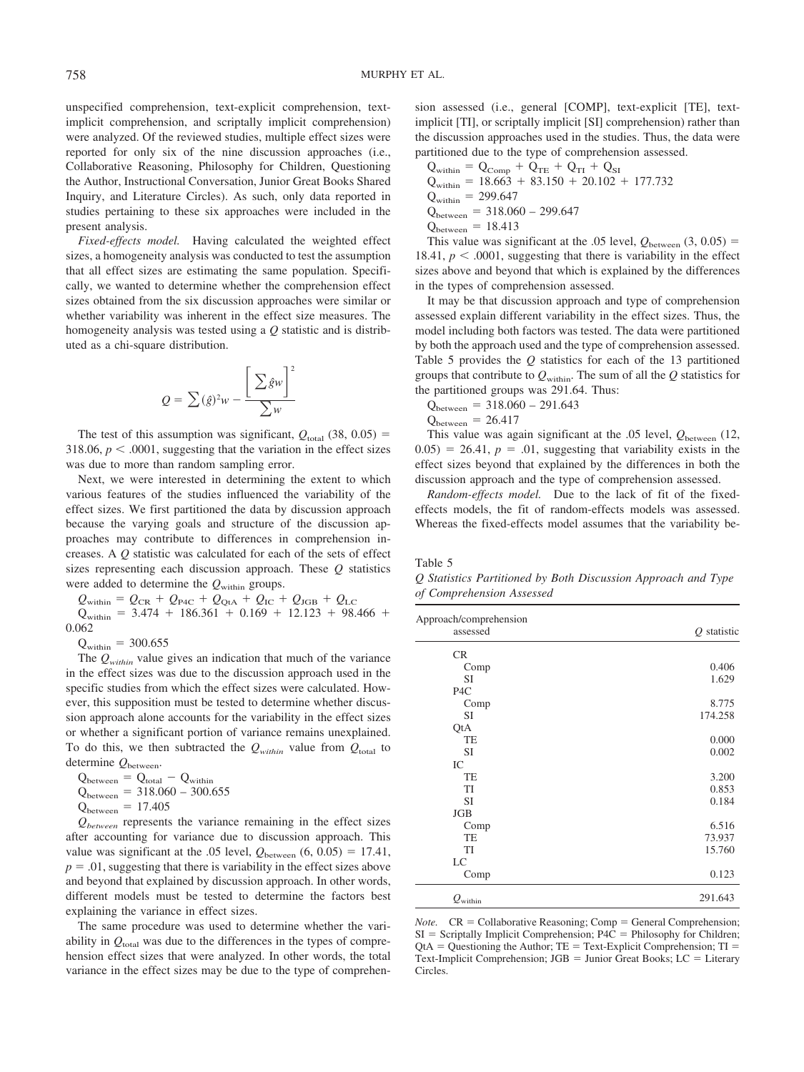unspecified comprehension, text-explicit comprehension, text-implicit comprehension, and scriptally implicit comprehension) were analyzed. Of the reviewed studies, multiple effect sizes were reported for only six of the nine discussion approaches (i.e., Collaborative Reasoning, Philosophy for Children, Questioning the Author, Instructional Conversation, Junior Great Books Shared Inquiry, and Literature Circles). As such, only data reported in studies pertaining to these six approaches were included in the present analysis.

*Fixed-effects model.* Having calculated the weighted effect sizes, a homogeneity analysis was conducted to test the assumption that all effect sizes are estimating the same population. Specifically, we wanted to determine whether the comprehension effect sizes obtained from the six discussion approaches were similar or whether variability was inherent in the effect size measures. The homogeneity analysis was tested using a $Q$ statistic and is distributed as a chi-square distribution.

$$Q = \sum (\hat{g})^2 w - \frac{\left[\sum \hat{g}w\right]^2}{\sum w}$$

The test of this assumption was significant, $Q_{\text{total}}$ (38, 0.05) = 318.06, $p < .0001$, suggesting that the variation in the effect sizes was due to more than random sampling error.

Next, we were interested in determining the extent to which various features of the studies influenced the variability of the effect sizes. We first partitioned the data by discussion approach because the varying goals and structure of the discussion approaches may contribute to differences in comprehension increases. A $Q$ statistic was calculated for each of the sets of effect sizes representing each discussion approach. These $Q$ statistics were added to determine the $Q_{\text{within}}$ groups.

$Q_{\text{within}} = Q_{\text{CR}} + Q_{\text{P4C}} + Q_{\text{QtA}} + Q_{\text{IC}} + Q_{\text{JGB}} + Q_{\text{LC}}$

$Q_{\text{within}} = 3.474 + 186.361 + 0.169 + 12.123 + 98.466 + 0.062$

$Q_{\text{within}} = 300.655$

The $Q_{within}$ value gives an indication that much of the variance in the effect sizes was due to the discussion approach used in the specific studies from which the effect sizes were calculated. However, this supposition must be tested to determine whether discussion approach alone accounts for the variability in the effect sizes or whether a significant portion of variance remains unexplained. To do this, we then subtracted the $Q_{within}$ value from $Q_{\text{total}}$ to determine $Q_{\text{between}}$.

$Q_{\text{between}} = Q_{\text{total}} - Q_{\text{within}}$

$Q_{\text{between}} = 318.060 - 300.655$

$Q_{\text{between}} = 17.405$

$Q_{between}$ represents the variance remaining in the effect sizes after accounting for variance due to discussion approach. This value was significant at the .05 level, $Q_{\text{between}}$ (6, 0.05) = 17.41, $p = .01$, suggesting that there is variability in the effect sizes above and beyond that explained by discussion approach. In other words, different models must be tested to determine the factors best explaining the variance in effect sizes.

The same procedure was used to determine whether the variability in $Q_{\text{total}}$ was due to the differences in the types of comprehension effect sizes that were analyzed. In other words, the total variance in the effect sizes may be due to the type of comprehension assessed (i.e., general [COMP], text-explicit [TE], text-implicit [TI], or scriptally implicit [SI] comprehension) rather than the discussion approaches used in the studies. Thus, the data were partitioned due to the type of comprehension assessed.

$Q_{\text{within}} = Q_{\text{Comp}} + Q_{\text{TE}} + Q_{\text{TI}} + Q_{\text{SI}}$

$Q_{\text{within}} = 18.663 + 83.150 + 20.102 + 177.732$

$Q_{\text{within}} = 299.647$

$Q_{\text{between}} = 318.060 - 299.647$

$Q_{\text{between}} = 18.413$

This value was significant at the .05 level, $Q_{\text{between}}$ (3, 0.05) = 18.41, $p < .0001$, suggesting that there is variability in the effect sizes above and beyond that which is explained by the differences in the types of comprehension assessed.

It may be that discussion approach and type of comprehension assessed explain different variability in the effect sizes. Thus, the model including both factors was tested. The data were partitioned by both the approach used and the type of comprehension assessed. Table 5 provides the $Q$ statistics for each of the 13 partitioned groups that contribute to $Q_{\text{within}}$. The sum of all the $Q$ statistics for the partitioned groups was 291.64. Thus:

$Q_{\text{between}} = 318.060 - 291.643$

$Q_{\text{between}} = 26.417$

This value was again significant at the .05 level, $Q_{\text{between}}$ (12, 0.05) = 26.41, $p = .01$, suggesting that variability exists in the effect sizes beyond that explained by the differences in both the discussion approach and the type of comprehension assessed.

*Random-effects model.* Due to the lack of fit of the fixed-effects models, the fit of random-effects models was assessed. Whereas the fixed-effects model assumes that the variability be-

Table 5
*Q Statistics Partitioned by Both Discussion Approach and Type of Comprehension Assessed*

| Approach/comprehension assessed | $Q$ statistic |
|---|---|
| CR | |
| Comp | 0.406 |
| SI | 1.629 |
| P4C | |
| Comp | 8.775 |
| SI | 174.258 |
| QtA | |
| TE | 0.000 |
| SI | 0.002 |
| IC | |
| TE | 3.200 |
| TI | 0.853 |
| SI | 0.184 |
| JGB | |
| Comp | 6.516 |
| TE | 73.937 |
| TI | 15.760 |
| LC | |
| Comp | 0.123 |
| $Q_{\text{within}}$ | 291.643 |

*Note.* CR = Collaborative Reasoning; Comp = General Comprehension; SI = Scriptally Implicit Comprehension; P4C = Philosophy for Children; QtA = Questioning the Author; TE = Text-Explicit Comprehension; TI = Text-Implicit Comprehension; JGB = Junior Great Books; LC = Literary Circles.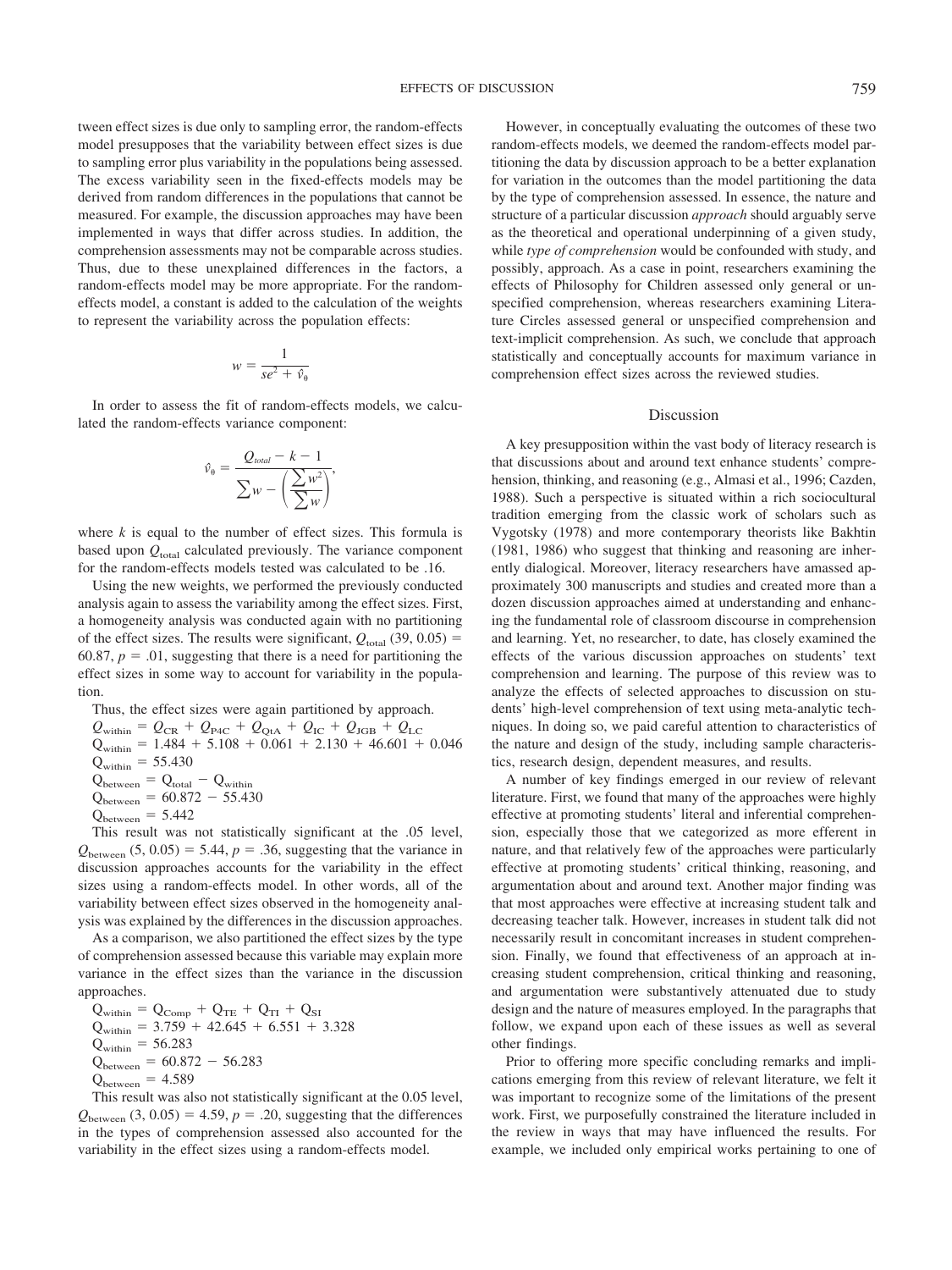tween effect sizes is due only to sampling error, the random-effects model presupposes that the variability between effect sizes is due to sampling error plus variability in the populations being assessed. The excess variability seen in the fixed-effects models may be derived from random differences in the populations that cannot be measured. For example, the discussion approaches may have been implemented in ways that differ across studies. In addition, the comprehension assessments may not be comparable across studies. Thus, due to these unexplained differences in the factors, a random-effects model may be more appropriate. For the random-effects model, a constant is added to the calculation of the weights to represent the variability across the population effects:

$$w = \frac{1}{se^2 + \hat{v}_\theta}$$

In order to assess the fit of random-effects models, we calculated the random-effects variance component:

$$\hat{v}_\theta = \frac{Q_{total} - k - 1}{\sum w - \left(\frac{\sum w^2}{\sum w}\right)},$$

where $k$ is equal to the number of effect sizes. This formula is based upon $Q_{total}$ calculated previously. The variance component for the random-effects models tested was calculated to be .16.

Using the new weights, we performed the previously conducted analysis again to assess the variability among the effect sizes. First, a homogeneity analysis was conducted again with no partitioning of the effect sizes. The results were significant, $Q_{total}$ (39, 0.05) = 60.87, $p$ = .01, suggesting that there is a need for partitioning the effect sizes in some way to account for variability in the population.

Thus, the effect sizes were again partitioned by approach.

$Q_{within} = Q_{CR} + Q_{P4C} + Q_{QtA} + Q_{IC} + Q_{JGB} + Q_{LC}$

$Q_{within} = 1.484 + 5.108 + 0.061 + 2.130 + 46.601 + 0.046$

$Q_{within} = 55.430$

$Q_{between} = Q_{total} - Q_{within}$

$Q_{between} = 60.872 - 55.430$

$Q_{between} = 5.442$

This result was not statistically significant at the .05 level, $Q_{between}$ (5, 0.05) = 5.44, $p$ = .36, suggesting that the variance in discussion approaches accounts for the variability in the effect sizes using a random-effects model. In other words, all of the variability between effect sizes observed in the homogeneity analysis was explained by the differences in the discussion approaches.

As a comparison, we also partitioned the effect sizes by the type of comprehension assessed because this variable may explain more variance in the effect sizes than the variance in the discussion approaches.

$Q_{within} = Q_{Comp} + Q_{TE} + Q_{TI} + Q_{SI}$

$Q_{within} = 3.759 + 42.645 + 6.551 + 3.328$

$Q_{within} = 56.283$

$Q_{between} = 60.872 - 56.283$

$Q_{between} = 4.589$

This result was also not statistically significant at the 0.05 level, $Q_{between}$ (3, 0.05) = 4.59, $p$ = .20, suggesting that the differences in the types of comprehension assessed also accounted for the variability in the effect sizes using a random-effects model.

However, in conceptually evaluating the outcomes of these two random-effects models, we deemed the random-effects model partitioning the data by discussion approach to be a better explanation for variation in the outcomes than the model partitioning the data by the type of comprehension assessed. In essence, the nature and structure of a particular discussion *approach* should arguably serve as the theoretical and operational underpinning of a given study, while *type of comprehension* would be confounded with study, and possibly, approach. As a case in point, researchers examining the effects of Philosophy for Children assessed only general or unspecified comprehension, whereas researchers examining Literature Circles assessed general or unspecified comprehension and text-implicit comprehension. As such, we conclude that approach statistically and conceptually accounts for maximum variance in comprehension effect sizes across the reviewed studies.

## Discussion

A key presupposition within the vast body of literacy research is that discussions about and around text enhance students' comprehension, thinking, and reasoning (e.g., Almasi et al., 1996; Cazden, 1988). Such a perspective is situated within a rich sociocultural tradition emerging from the classic work of scholars such as Vygotsky (1978) and more contemporary theorists like Bakhtin (1981, 1986) who suggest that thinking and reasoning are inherently dialogical. Moreover, literacy researchers have amassed approximately 300 manuscripts and studies and created more than a dozen discussion approaches aimed at understanding and enhancing the fundamental role of classroom discourse in comprehension and learning. Yet, no researcher, to date, has closely examined the effects of the various discussion approaches on students' text comprehension and learning. The purpose of this review was to analyze the effects of selected approaches to discussion on students' high-level comprehension of text using meta-analytic techniques. In doing so, we paid careful attention to characteristics of the nature and design of the study, including sample characteristics, research design, dependent measures, and results.

A number of key findings emerged in our review of relevant literature. First, we found that many of the approaches were highly effective at promoting students' literal and inferential comprehension, especially those that we categorized as more efferent in nature, and that relatively few of the approaches were particularly effective at promoting students' critical thinking, reasoning, and argumentation about and around text. Another major finding was that most approaches were effective at increasing student talk and decreasing teacher talk. However, increases in student talk did not necessarily result in concomitant increases in student comprehension. Finally, we found that effectiveness of an approach at increasing student comprehension, critical thinking and reasoning, and argumentation were substantively attenuated due to study design and the nature of measures employed. In the paragraphs that follow, we expand upon each of these issues as well as several other findings.

Prior to offering more specific concluding remarks and implications emerging from this review of relevant literature, we felt it was important to recognize some of the limitations of the present work. First, we purposefully constrained the literature included in the review in ways that may have influenced the results. For example, we included only empirical works pertaining to one of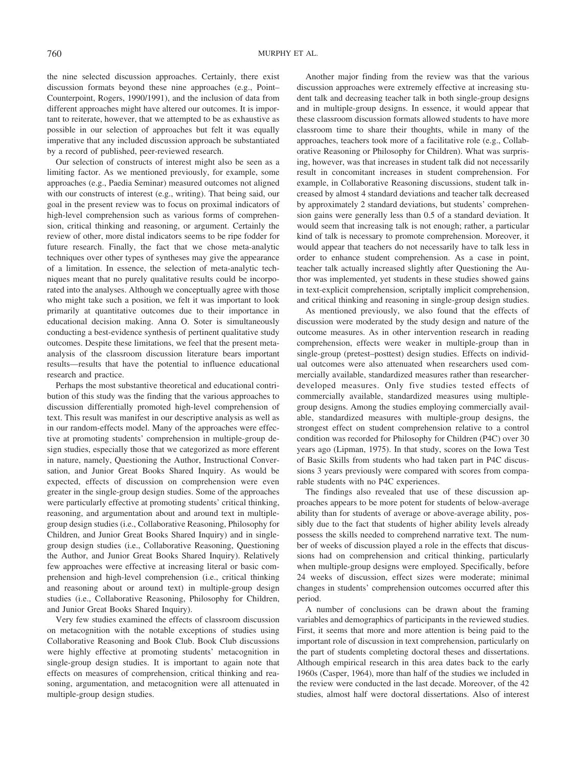the nine selected discussion approaches. Certainly, there exist discussion formats beyond these nine approaches (e.g., Point–Counterpoint, Rogers, 1990/1991), and the inclusion of data from different approaches might have altered our outcomes. It is important to reiterate, however, that we attempted to be as exhaustive as possible in our selection of approaches but felt it was equally imperative that any included discussion approach be substantiated by a record of published, peer-reviewed research.

Our selection of constructs of interest might also be seen as a limiting factor. As we mentioned previously, for example, some approaches (e.g., Paedia Seminar) measured outcomes not aligned with our constructs of interest (e.g., writing). That being said, our goal in the present review was to focus on proximal indicators of high-level comprehension such as various forms of comprehension, critical thinking and reasoning, or argument. Certainly the review of other, more distal indicators seems to be ripe fodder for future research. Finally, the fact that we chose meta-analytic techniques over other types of syntheses may give the appearance of a limitation. In essence, the selection of meta-analytic techniques meant that no purely qualitative results could be incorporated into the analyses. Although we conceptually agree with those who might take such a position, we felt it was important to look primarily at quantitative outcomes due to their importance in educational decision making. Anna O. Soter is simultaneously conducting a best-evidence synthesis of pertinent qualitative study outcomes. Despite these limitations, we feel that the present meta-analysis of the classroom discussion literature bears important results—results that have the potential to influence educational research and practice.

Perhaps the most substantive theoretical and educational contribution of this study was the finding that the various approaches to discussion differentially promoted high-level comprehension of text. This result was manifest in our descriptive analysis as well as in our random-effects model. Many of the approaches were effective at promoting students' comprehension in multiple-group design studies, especially those that we categorized as more efferent in nature, namely, Questioning the Author, Instructional Conversation, and Junior Great Books Shared Inquiry. As would be expected, effects of discussion on comprehension were even greater in the single-group design studies. Some of the approaches were particularly effective at promoting students' critical thinking, reasoning, and argumentation about and around text in multiple-group design studies (i.e., Collaborative Reasoning, Philosophy for Children, and Junior Great Books Shared Inquiry) and in single-group design studies (i.e., Collaborative Reasoning, Questioning the Author, and Junior Great Books Shared Inquiry). Relatively few approaches were effective at increasing literal or basic comprehension and high-level comprehension (i.e., critical thinking and reasoning about or around text) in multiple-group design studies (i.e., Collaborative Reasoning, Philosophy for Children, and Junior Great Books Shared Inquiry).

Very few studies examined the effects of classroom discussion on metacognition with the notable exceptions of studies using Collaborative Reasoning and Book Club. Book Club discussions were highly effective at promoting students' metacognition in single-group design studies. It is important to again note that effects on measures of comprehension, critical thinking and reasoning, argumentation, and metacognition were all attenuated in multiple-group design studies.

Another major finding from the review was that the various discussion approaches were extremely effective at increasing student talk and decreasing teacher talk in both single-group designs and in multiple-group designs. In essence, it would appear that these classroom discussion formats allowed students to have more classroom time to share their thoughts, while in many of the approaches, teachers took more of a facilitative role (e.g., Collaborative Reasoning or Philosophy for Children). What was surprising, however, was that increases in student talk did not necessarily result in concomitant increases in student comprehension. For example, in Collaborative Reasoning discussions, student talk increased by almost 4 standard deviations and teacher talk decreased by approximately 2 standard deviations, but students' comprehension gains were generally less than 0.5 of a standard deviation. It would seem that increasing talk is not enough; rather, a particular kind of talk is necessary to promote comprehension. Moreover, it would appear that teachers do not necessarily have to talk less in order to enhance student comprehension. As a case in point, teacher talk actually increased slightly after Questioning the Author was implemented, yet students in these studies showed gains in text-explicit comprehension, scriptally implicit comprehension, and critical thinking and reasoning in single-group design studies.

As mentioned previously, we also found that the effects of discussion were moderated by the study design and nature of the outcome measures. As in other intervention research in reading comprehension, effects were weaker in multiple-group than in single-group (pretest–posttest) design studies. Effects on individual outcomes were also attenuated when researchers used commercially available, standardized measures rather than researcher-developed measures. Only five studies tested effects of commercially available, standardized measures using multiple-group designs. Among the studies employing commercially available, standardized measures with multiple-group designs, the strongest effect on student comprehension relative to a control condition was recorded for Philosophy for Children (P4C) over 30 years ago (Lipman, 1975). In that study, scores on the Iowa Test of Basic Skills from students who had taken part in P4C discussions 3 years previously were compared with scores from comparable students with no P4C experiences.

The findings also revealed that use of these discussion approaches appears to be more potent for students of below-average ability than for students of average or above-average ability, possibly due to the fact that students of higher ability levels already possess the skills needed to comprehend narrative text. The number of weeks of discussion played a role in the effects that discussions had on comprehension and critical thinking, particularly when multiple-group designs were employed. Specifically, before 24 weeks of discussion, effect sizes were moderate; minimal changes in students' comprehension outcomes occurred after this period.

A number of conclusions can be drawn about the framing variables and demographics of participants in the reviewed studies. First, it seems that more and more attention is being paid to the important role of discussion in text comprehension, particularly on the part of students completing doctoral theses and dissertations. Although empirical research in this area dates back to the early 1960s (Casper, 1964), more than half of the studies we included in the review were conducted in the last decade. Moreover, of the 42 studies, almost half were doctoral dissertations. Also of interest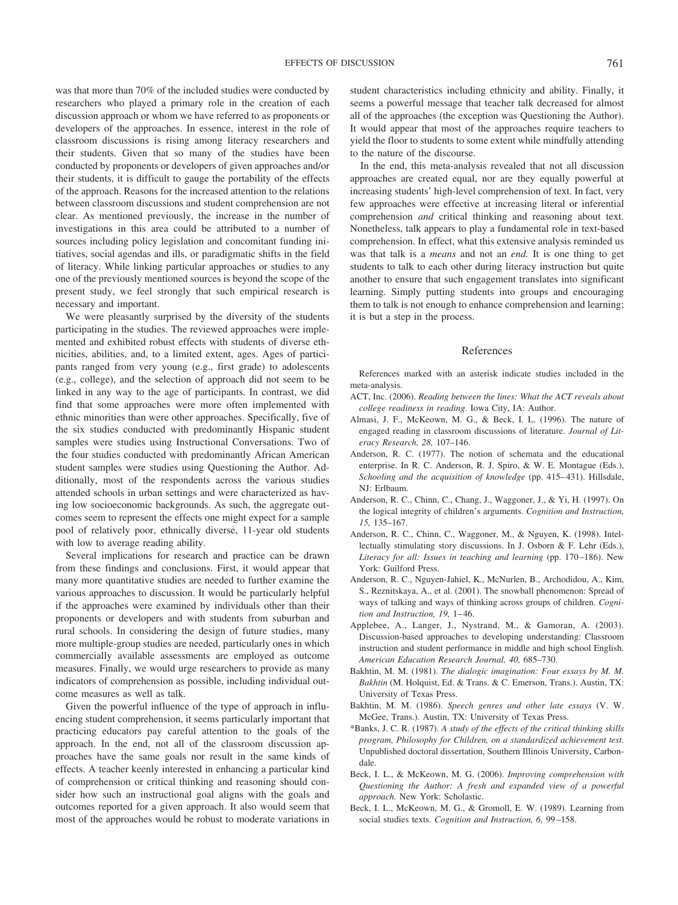was that more than 70% of the included studies were conducted by researchers who played a primary role in the creation of each discussion approach or whom we have referred to as proponents or developers of the approaches. In essence, interest in the role of classroom discussions is rising among literacy researchers and their students. Given that so many of the studies have been conducted by proponents or developers of given approaches and/or their students, it is difficult to gauge the portability of the effects of the approach. Reasons for the increased attention to the relations between classroom discussions and student comprehension are not clear. As mentioned previously, the increase in the number of investigations in this area could be attributed to a number of sources including policy legislation and concomitant funding initiatives, social agendas and ills, or paradigmatic shifts in the field of literacy. While linking particular approaches or studies to any one of the previously mentioned sources is beyond the scope of the present study, we feel strongly that such empirical research is necessary and important.

We were pleasantly surprised by the diversity of the students participating in the studies. The reviewed approaches were implemented and exhibited robust effects with students of diverse ethnicities, abilities, and, to a limited extent, ages. Ages of participants ranged from very young (e.g., first grade) to adolescents (e.g., college), and the selection of approach did not seem to be linked in any way to the age of participants. In contrast, we did find that some approaches were more often implemented with ethnic minorities than were other approaches. Specifically, five of the six studies conducted with predominantly Hispanic student samples were studies using Instructional Conversations. Two of the four studies conducted with predominantly African American student samples were studies using Questioning the Author. Additionally, most of the respondents across the various studies attended schools in urban settings and were characterized as having low socioeconomic backgrounds. As such, the aggregate outcomes seem to represent the effects one might expect for a sample pool of relatively poor, ethnically diverse, 11-year old students with low to average reading ability.

Several implications for research and practice can be drawn from these findings and conclusions. First, it would appear that many more quantitative studies are needed to further examine the various approaches to discussion. It would be particularly helpful if the approaches were examined by individuals other than their proponents or developers and with students from suburban and rural schools. In considering the design of future studies, many more multiple-group studies are needed, particularly ones in which commercially available assessments are employed as outcome measures. Finally, we would urge researchers to provide as many indicators of comprehension as possible, including individual outcome measures as well as talk.

Given the powerful influence of the type of approach in influencing student comprehension, it seems particularly important that practicing educators pay careful attention to the goals of the approach. In the end, not all of the classroom discussion approaches have the same goals nor result in the same kinds of effects. A teacher keenly interested in enhancing a particular kind of comprehension or critical thinking and reasoning should consider how such an instructional goal aligns with the goals and outcomes reported for a given approach. It also would seem that most of the approaches would be robust to moderate variations in student characteristics including ethnicity and ability. Finally, it seems a powerful message that teacher talk decreased for almost all of the approaches (the exception was Questioning the Author). It would appear that most of the approaches require teachers to yield the floor to students to some extent while mindfully attending to the nature of the discourse.

In the end, this meta-analysis revealed that not all discussion approaches are created equal, nor are they equally powerful at increasing students' high-level comprehension of text. In fact, very few approaches were effective at increasing literal or inferential comprehension *and* critical thinking and reasoning about text. Nonetheless, talk appears to play a fundamental role in text-based comprehension. In effect, what this extensive analysis reminded us was that talk is a *means* and not an *end.* It is one thing to get students to talk to each other during literacy instruction but quite another to ensure that such engagement translates into significant learning. Simply putting students into groups and encouraging them to talk is not enough to enhance comprehension and learning; it is but a step in the process.

## References

References marked with an asterisk indicate studies included in the meta-analysis.

ACT, Inc. (2006). *Reading between the lines: What the ACT reveals about college readiness in reading.* Iowa City, IA: Author.

Almasi, J. F., McKeown, M. G., & Beck, I. L. (1996). The nature of engaged reading in classroom discussions of literature. *Journal of Literacy Research, 28,* 107–146.

Anderson, R. C. (1977). The notion of schemata and the educational enterprise. In R. C. Anderson, R. J. Spiro, & W. E. Montague (Eds.), *Schooling and the acquisition of knowledge* (pp. 415–431). Hillsdale, NJ: Erlbaum.

Anderson, R. C., Chinn, C., Chang, J., Waggoner, J., & Yi, H. (1997). On the logical integrity of children's arguments. *Cognition and Instruction, 15,* 135–167.

Anderson, R. C., Chinn, C., Waggoner, M., & Nguyen, K. (1998). Intellectually stimulating story discussions. In J. Osborn & F. Lehr (Eds.), *Literacy for all: Issues in teaching and learning* (pp. 170–186). New York: Guilford Press.

Anderson, R. C., Nguyen-Jahiel, K., McNurlen, B., Archodidou, A., Kim, S., Reznitskaya, A., et al. (2001). The snowball phenomenon: Spread of ways of talking and ways of thinking across groups of children. *Cognition and Instruction, 19,* 1–46.

Applebee, A., Langer, J., Nystrand, M., & Gamoran, A. (2003). Discussion-based approaches to developing understanding: Classroom instruction and student performance in middle and high school English. *American Education Research Journal, 40,* 685–730.

Bakhtin, M. M. (1981). *The dialogic imagination: Four essays by M. M. Bakhtin* (M. Holquist, Ed. & Trans. & C. Emerson, Trans.). Austin, TX: University of Texas Press.

Bakhtin, M. M. (1986). *Speech genres and other late essays* (V. W. McGee, Trans.). Austin, TX: University of Texas Press.

*Banks, J. C. R. (1987). *A study of the effects of the critical thinking skills program, Philosophy for Children, on a standardized achievement test.* Unpublished doctoral dissertation, Southern Illinois University, Carbondale.

Beck, I. L., & McKeown, M. G. (2006). *Improving comprehension with Questioning the Author: A fresh and expanded view of a powerful approach.* New York: Scholastic.

Beck, I. L., McKeown, M. G., & Gromoll, E. W. (1989). Learning from social studies texts. *Cognition and Instruction, 6,* 99–158.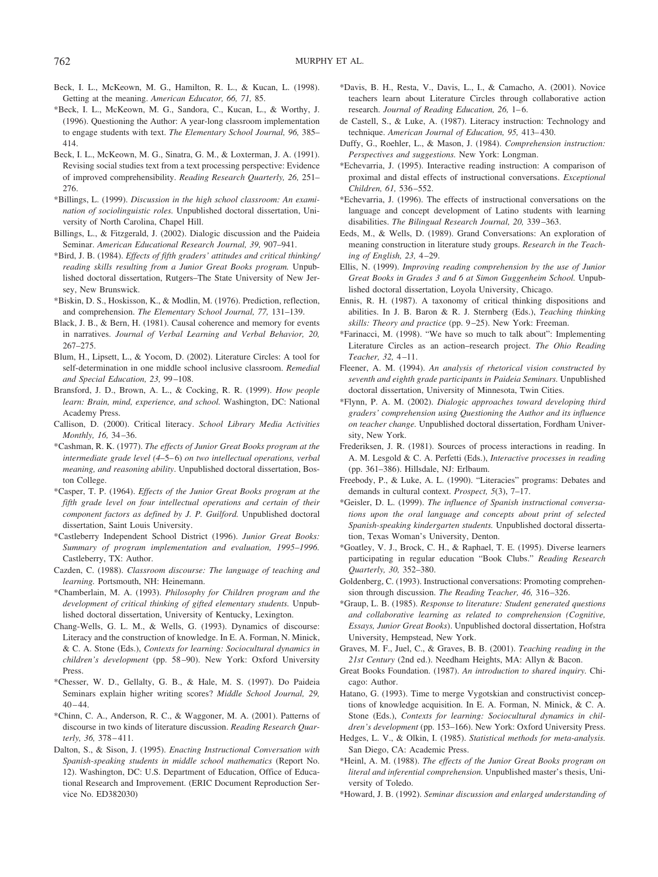Beck, I. L., McKeown, M. G., Hamilton, R. L., & Kucan, L. (1998). Getting at the meaning. *American Educator, 66, 71,* 85.

*Beck, I. L., McKeown, M. G., Sandora, C., Kucan, L., & Worthy, J. (1996). Questioning the Author: A year-long classroom implementation to engage students with text. *The Elementary School Journal, 96,* 385–414.

Beck, I. L., McKeown, M. G., Sinatra, G. M., & Loxterman, J. A. (1991). Revising social studies text from a text processing perspective: Evidence of improved comprehensibility. *Reading Research Quarterly, 26,* 251–276.

*Billings, L. (1999). *Discussion in the high school classroom: An examination of sociolinguistic roles.* Unpublished doctoral dissertation, University of North Carolina, Chapel Hill.

Billings, L., & Fitzgerald, J. (2002). Dialogic discussion and the Paideia Seminar. *American Educational Research Journal, 39,* 907–941.

*Bird, J. B. (1984). *Effects of fifth graders' attitudes and critical thinking/reading skills resulting from a Junior Great Books program.* Unpublished doctoral dissertation, Rutgers–The State University of New Jersey, New Brunswick.

*Biskin, D. S., Hoskisson, K., & Modlin, M. (1976). Prediction, reflection, and comprehension. *The Elementary School Journal, 77,* 131–139.

Black, J. B., & Bern, H. (1981). Causal coherence and memory for events in narratives. *Journal of Verbal Learning and Verbal Behavior, 20,* 267–275.

Blum, H., Lipsett, L., & Yocom, D. (2002). Literature Circles: A tool for self-determination in one middle school inclusive classroom. *Remedial and Special Education, 23,* 99–108.

Bransford, J. D., Brown, A. L., & Cocking, R. R. (1999). *How people learn: Brain, mind, experience, and school.* Washington, DC: National Academy Press.

Callison, D. (2000). Critical literacy. *School Library Media Activities Monthly, 16,* 34–36.

*Cashman, R. K. (1977). *The effects of Junior Great Books program at the intermediate grade level (4–5–6) on two intellectual operations, verbal meaning, and reasoning ability*. Unpublished doctoral dissertation, Boston College.

*Casper, T. P. (1964). *Effects of the Junior Great Books program at the fifth grade level on four intellectual operations and certain of their component factors as defined by J. P. Guilford.* Unpublished doctoral dissertation, Saint Louis University.

*Castleberry Independent School District (1996). *Junior Great Books: Summary of program implementation and evaluation, 1995–1996.* Castleberry, TX: Author.

Cazden, C. (1988). *Classroom discourse: The language of teaching and learning.* Portsmouth, NH: Heinemann.

*Chamberlain, M. A. (1993). *Philosophy for Children program and the development of critical thinking of gifted elementary students.* Unpublished doctoral dissertation, University of Kentucky, Lexington.

Chang-Wells, G. L. M., & Wells, G. (1993). Dynamics of discourse: Literacy and the construction of knowledge. In E. A. Forman, N. Minick, & C. A. Stone (Eds.), *Contexts for learning: Sociocultural dynamics in children's development* (pp. 58–90). New York: Oxford University Press.

*Chesser, W. D., Gellalty, G. B., & Hale, M. S. (1997). Do Paideia Seminars explain higher writing scores? *Middle School Journal, 29,* 40–44.

*Chinn, C. A., Anderson, R. C., & Waggoner, M. A. (2001). Patterns of discourse in two kinds of literature discussion. *Reading Research Quarterly, 36,* 378–411.

Dalton, S., & Sison, J. (1995). *Enacting Instructional Conversation with Spanish-speaking students in middle school mathematics* (Report No. 12). Washington, DC: U.S. Department of Education, Office of Educational Research and Improvement. (ERIC Document Reproduction Service No. ED382030)

*Davis, B. H., Resta, V., Davis, L., I., & Camacho, A. (2001). Novice teachers learn about Literature Circles through collaborative action research. *Journal of Reading Education, 26,* 1–6.

de Castell, S., & Luke, A. (1987). Literacy instruction: Technology and technique. *American Journal of Education, 95,* 413–430.

Duffy, G., Roehler, L., & Mason, J. (1984). *Comprehension instruction: Perspectives and suggestions.* New York: Longman.

*Echevarria, J. (1995). Interactive reading instruction: A comparison of proximal and distal effects of instructional conversations. *Exceptional Children, 61,* 536–552.

*Echevarria, J. (1996). The effects of instructional conversations on the language and concept development of Latino students with learning disabilities. *The Bilingual Research Journal, 20,* 339–363.

Eeds, M., & Wells, D. (1989). Grand Conversations: An exploration of meaning construction in literature study groups. *Research in the Teaching of English, 23,* 4–29.

Ellis, N. (1999). *Improving reading comprehension by the use of Junior Great Books in Grades 3 and 6 at Simon Guggenheim School.* Unpublished doctoral dissertation, Loyola University, Chicago.

Ennis, R. H. (1987). A taxonomy of critical thinking dispositions and abilities. In J. B. Baron & R. J. Sternberg (Eds.), *Teaching thinking skills: Theory and practice* (pp. 9–25). New York: Freeman.

*Farinacci, M. (1998). "We have so much to talk about": Implementing Literature Circles as an action–research project. *The Ohio Reading Teacher, 32,* 4–11.

Fleener, A. M. (1994). *An analysis of rhetorical vision constructed by seventh and eighth grade participants in Paideia Seminars.* Unpublished doctoral dissertation, University of Minnesota, Twin Cities.

*Flynn, P. A. M. (2002). *Dialogic approaches toward developing third graders' comprehension using Questioning the Author and its influence on teacher change.* Unpublished doctoral dissertation, Fordham University, New York.

Frederiksen, J. R. (1981). Sources of process interactions in reading. In A. M. Lesgold & C. A. Perfetti (Eds.), *Interactive processes in reading* (pp. 361–386). Hillsdale, NJ: Erlbaum.

Freebody, P., & Luke, A. L. (1990). "Literacies" programs: Debates and demands in cultural context. *Prospect, 5*(3), 7–17.

*Geisler, D. L. (1999). *The influence of Spanish instructional conversations upon the oral language and concepts about print of selected Spanish-speaking kindergarten students.* Unpublished doctoral dissertation, Texas Woman's University, Denton.

*Goatley, V. J., Brock, C. H., & Raphael, T. E. (1995). Diverse learners participating in regular education "Book Clubs." *Reading Research Quarterly, 30,* 352–380.

Goldenberg, C. (1993). Instructional conversations: Promoting comprehension through discussion. *The Reading Teacher, 46,* 316–326.

*Graup, L. B. (1985). *Response to literature: Student generated questions and collaborative learning as related to comprehension (Cognitive, Essays, Junior Great Books*). Unpublished doctoral dissertation, Hofstra University, Hempstead, New York.

Graves, M. F., Juel, C., & Graves, B. B. (2001). *Teaching reading in the 21st Century* (2nd ed.). Needham Heights, MA: Allyn & Bacon.

Great Books Foundation. (1987). *An introduction to shared inquiry.* Chicago: Author.

Hatano, G. (1993). Time to merge Vygotskian and constructivist conceptions of knowledge acquisition. In E. A. Forman, N. Minick, & C. A. Stone (Eds.), *Contexts for learning: Sociocultural dynamics in children's development* (pp. 153–166). New York: Oxford University Press.

Hedges, L. V., & Olkin, I. (1985). *Statistical methods for meta-analysis.* San Diego, CA: Academic Press.

*Heinl, A. M. (1988). *The effects of the Junior Great Books program on literal and inferential comprehension.* Unpublished master's thesis, University of Toledo.

*Howard, J. B. (1992). *Seminar discussion and enlarged understanding of*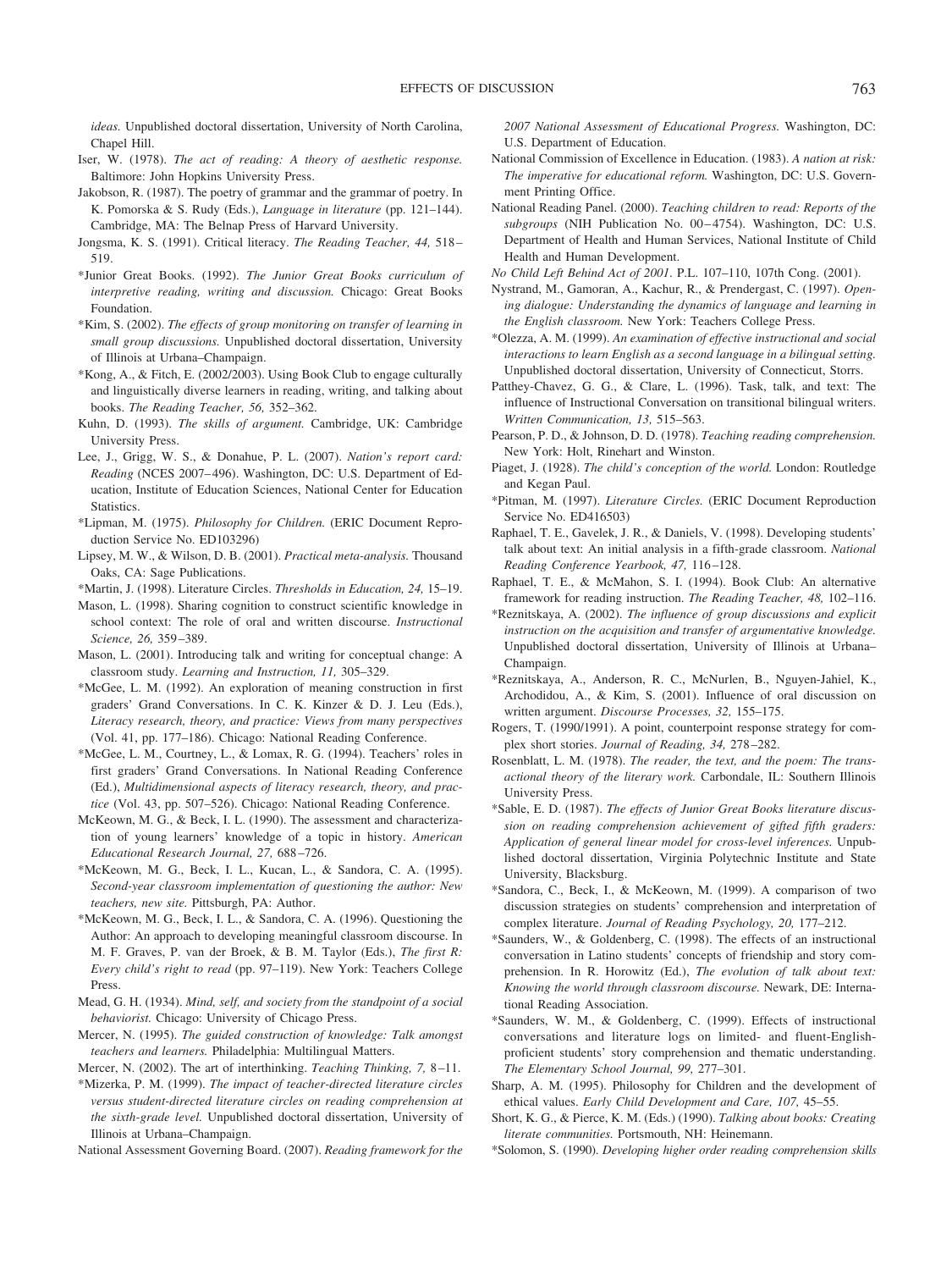*ideas.* Unpublished doctoral dissertation, University of North Carolina, Chapel Hill.

Iser, W. (1978). *The act of reading: A theory of aesthetic response.* Baltimore: John Hopkins University Press.

Jakobson, R. (1987). The poetry of grammar and the grammar of poetry. In K. Pomorska & S. Rudy (Eds.), *Language in literature* (pp. 121–144). Cambridge, MA: The Belnap Press of Harvard University.

Jongsma, K. S. (1991). Critical literacy. *The Reading Teacher, 44,* 518–519.

*Junior Great Books. (1992). *The Junior Great Books curriculum of interpretive reading, writing and discussion.* Chicago: Great Books Foundation.

*Kim, S. (2002). *The effects of group monitoring on transfer of learning in small group discussions.* Unpublished doctoral dissertation, University of Illinois at Urbana–Champaign.

*Kong, A., & Fitch, E. (2002/2003). Using Book Club to engage culturally and linguistically diverse learners in reading, writing, and talking about books. *The Reading Teacher, 56,* 352–362.

Kuhn, D. (1993). *The skills of argument.* Cambridge, UK: Cambridge University Press.

Lee, J., Grigg, W. S., & Donahue, P. L. (2007). *Nation's report card: Reading* (NCES 2007–496). Washington, DC: U.S. Department of Education, Institute of Education Sciences, National Center for Education Statistics.

*Lipman, M. (1975). *Philosophy for Children.* (ERIC Document Reproduction Service No. ED103296)

Lipsey, M. W., & Wilson, D. B. (2001). *Practical meta-analysis.* Thousand Oaks, CA: Sage Publications.

*Martin, J. (1998). Literature Circles. *Thresholds in Education, 24,* 15–19.

Mason, L. (1998). Sharing cognition to construct scientific knowledge in school context: The role of oral and written discourse. *Instructional Science, 26,* 359–389.

Mason, L. (2001). Introducing talk and writing for conceptual change: A classroom study. *Learning and Instruction, 11,* 305–329.

*McGee, L. M. (1992). An exploration of meaning construction in first graders' Grand Conversations. In C. K. Kinzer & D. J. Leu (Eds.), *Literacy research, theory, and practice: Views from many perspectives* (Vol. 41, pp. 177–186). Chicago: National Reading Conference.

*McGee, L. M., Courtney, L., & Lomax, R. G. (1994). Teachers' roles in first graders' Grand Conversations. In National Reading Conference (Ed.), *Multidimensional aspects of literacy research, theory, and practice* (Vol. 43, pp. 507–526). Chicago: National Reading Conference.

McKeown, M. G., & Beck, I. L. (1990). The assessment and characterization of young learners' knowledge of a topic in history. *American Educational Research Journal, 27,* 688–726.

*McKeown, M. G., Beck, I. L., Kucan, L., & Sandora, C. A. (1995). *Second-year classroom implementation of questioning the author: New teachers, new site.* Pittsburgh, PA: Author.

*McKeown, M. G., Beck, I. L., & Sandora, C. A. (1996). Questioning the Author: An approach to developing meaningful classroom discourse. In M. F. Graves, P. van der Broek, & B. M. Taylor (Eds.), *The first R: Every child's right to read* (pp. 97–119). New York: Teachers College Press.

Mead, G. H. (1934). *Mind, self, and society from the standpoint of a social behaviorist.* Chicago: University of Chicago Press.

Mercer, N. (1995). *The guided construction of knowledge: Talk amongst teachers and learners.* Philadelphia: Multilingual Matters.

Mercer, N. (2002). The art of interthinking. *Teaching Thinking, 7,* 8–11.

*Mizerka, P. M. (1999). *The impact of teacher-directed literature circles versus student-directed literature circles on reading comprehension at the sixth-grade level.* Unpublished doctoral dissertation, University of Illinois at Urbana–Champaign.

National Assessment Governing Board. (2007). *Reading framework for the 2007 National Assessment of Educational Progress.* Washington, DC: U.S. Department of Education.

National Commission of Excellence in Education. (1983). *A nation at risk: The imperative for educational reform.* Washington, DC: U.S. Government Printing Office.

National Reading Panel. (2000). *Teaching children to read: Reports of the subgroups* (NIH Publication No. 00–4754). Washington, DC: U.S. Department of Health and Human Services, National Institute of Child Health and Human Development.

*No Child Left Behind Act of 2001*. P.L. 107–110, 107th Cong. (2001).

Nystrand, M., Gamoran, A., Kachur, R., & Prendergast, C. (1997). *Opening dialogue: Understanding the dynamics of language and learning in the English classroom.* New York: Teachers College Press.

*Olezza, A. M. (1999). *An examination of effective instructional and social interactions to learn English as a second language in a bilingual setting.* Unpublished doctoral dissertation, University of Connecticut, Storrs.

Patthey-Chavez, G. G., & Clare, L. (1996). Task, talk, and text: The influence of Instructional Conversation on transitional bilingual writers. *Written Communication, 13,* 515–563.

Pearson, P. D., & Johnson, D. D. (1978). *Teaching reading comprehension.* New York: Holt, Rinehart and Winston.

Piaget, J. (1928). *The child's conception of the world.* London: Routledge and Kegan Paul.

*Pitman, M. (1997). *Literature Circles.* (ERIC Document Reproduction Service No. ED416503)

Raphael, T. E., Gavelek, J. R., & Daniels, V. (1998). Developing students' talk about text: An initial analysis in a fifth-grade classroom. *National Reading Conference Yearbook, 47,* 116–128.

Raphael, T. E., & McMahon, S. I. (1994). Book Club: An alternative framework for reading instruction. *The Reading Teacher, 48,* 102–116.

*Reznitskaya, A. (2002). *The influence of group discussions and explicit instruction on the acquisition and transfer of argumentative knowledge.* Unpublished doctoral dissertation, University of Illinois at Urbana–Champaign.

*Reznitskaya, A., Anderson, R. C., McNurlen, B., Nguyen-Jahiel, K., Archodidou, A., & Kim, S. (2001). Influence of oral discussion on written argument. *Discourse Processes, 32,* 155–175.

Rogers, T. (1990/1991). A point, counterpoint response strategy for complex short stories. *Journal of Reading, 34,* 278–282.

Rosenblatt, L. M. (1978). *The reader, the text, and the poem: The transactional theory of the literary work.* Carbondale, IL: Southern Illinois University Press.

*Sable, E. D. (1987). *The effects of Junior Great Books literature discussion on reading comprehension achievement of gifted fifth graders: Application of general linear model for cross-level inferences.* Unpublished doctoral dissertation, Virginia Polytechnic Institute and State University, Blacksburg.

*Sandora, C., Beck, I., & McKeown, M. (1999). A comparison of two discussion strategies on students' comprehension and interpretation of complex literature. *Journal of Reading Psychology, 20,* 177–212.

*Saunders, W., & Goldenberg, C. (1998). The effects of an instructional conversation in Latino students' concepts of friendship and story comprehension. In R. Horowitz (Ed.), *The evolution of talk about text: Knowing the world through classroom discourse.* Newark, DE: International Reading Association.

*Saunders, W. M., & Goldenberg, C. (1999). Effects of instructional conversations and literature logs on limited- and fluent-English-proficient students' story comprehension and thematic understanding. *The Elementary School Journal, 99,* 277–301.

Sharp, A. M. (1995). Philosophy for Children and the development of ethical values. *Early Child Development and Care, 107,* 45–55.

Short, K. G., & Pierce, K. M. (Eds.) (1990). *Talking about books: Creating literate communities.* Portsmouth, NH: Heinemann.

*Solomon, S. (1990). *Developing higher order reading comprehension skills*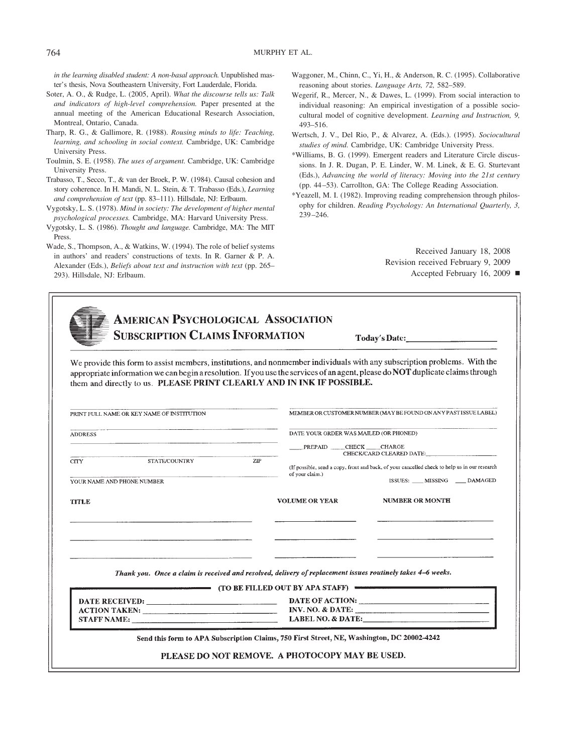*in the learning disabled student: A non-basal approach.* Unpublished master's thesis, Nova Southeastern University, Fort Lauderdale, Florida.

Soter, A. O., & Rudge, L. (2005, April). *What the discourse tells us: Talk and indicators of high-level comprehension.* Paper presented at the annual meeting of the American Educational Research Association, Montreal, Ontario, Canada.

Tharp, R. G., & Gallimore, R. (1988). *Rousing minds to life: Teaching, learning, and schooling in social context.* Cambridge, UK: Cambridge University Press.

Toulmin, S. E. (1958). *The uses of argument.* Cambridge, UK: Cambridge University Press.

Trabasso, T., Secco, T., & van der Broek, P. W. (1984). Causal cohesion and story coherence. In H. Mandi, N. L. Stein, & T. Trabasso (Eds.), *Learning and comprehension of text* (pp. 83–111). Hillsdale, NJ: Erlbaum.

Vygotsky, L. S. (1978). *Mind in society: The development of higher mental psychological processes.* Cambridge, MA: Harvard University Press.

Vygotsky, L. S. (1986). *Thought and language.* Cambridge, MA: The MIT Press.

Wade, S., Thompson, A., & Watkins, W. (1994). The role of belief systems in authors' and readers' constructions of texts. In R. Garner & P. A. Alexander (Eds.), *Beliefs about text and instruction with text* (pp. 265–293). Hillsdale, NJ: Erlbaum.

Waggoner, M., Chinn, C., Yi, H., & Anderson, R. C. (1995). Collaborative reasoning about stories. *Language Arts, 72,* 582–589.

Wegerif, R., Mercer, N., & Dawes, L. (1999). From social interaction to individual reasoning: An empirical investigation of a possible socio-cultural model of cognitive development. *Learning and Instruction, 9,* 493–516.

Wertsch, J. V., Del Rio, P., & Alvarez, A. (Eds.). (1995). *Sociocultural studies of mind.* Cambridge, UK: Cambridge University Press.

*Williams, B. G. (1999). Emergent readers and Literature Circle discussions. In J. R. Dugan, P. E. Linder, W. M. Linek, & E. G. Sturtevant (Eds.), *Advancing the world of literacy: Moving into the 21st century* (pp. 44–53). Carrollton, GA: The College Reading Association.

*Yeazell, M. I. (1982). Improving reading comprehension through philosophy for children. *Reading Psychology: An International Quarterly, 3,* 239–246.

Received January 18, 2008
Revision received February 9, 2009
Accepted February 16, 2009 ■

## American Psychological Association Subscription Claims Information

**Today's Date:** ____________________

We provide this form to assist members, institutions, and nonmember individuals with any subscription problems. With the appropriate information we can begin a resolution. If you use the services of an agent, please do **NOT** duplicate claims through them and directly to us. **PLEASE PRINT CLEARLY AND IN INK IF POSSIBLE.**

PRINT FULL NAME OR KEY NAME OF INSTITUTION ____________________

MEMBER OR CUSTOMER NUMBER (MAY BE FOUND ON ANY PAST ISSUE LABEL) ____________________

ADDRESS ____________________

DATE YOUR ORDER WAS MAILED (OR PHONED) ____________________

____ PREPAID ____ CHECK ____ CHARGE
CHECK/CARD CLEARED DATE: ____________________

CITY ____ STATE/COUNTRY ____ ZIP ____

(If possible, send a copy, front and back, of your cancelled check to help us in our research of your claim.)

YOUR NAME AND PHONE NUMBER ____________________

ISSUES: ____ MISSING ____ DAMAGED

| TITLE | VOLUME OR YEAR | NUMBER OR MONTH |
|---|---|---|
| | | |
| | | |
| | | |

*Thank you. Once a claim is received and resolved, delivery of replacement issues routinely takes 4–6 weeks.*

**(TO BE FILLED OUT BY APA STAFF)**

**DATE RECEIVED:** ____________________
**ACTION TAKEN:** ____________________
**STAFF NAME:** ____________________
**DATE OF ACTION:** ____________________
**INV. NO. & DATE:** ____________________
**LABEL NO. & DATE:** ____________________

**Send this form to APA Subscription Claims, 750 First Street, NE, Washington, DC 20002-4242**

**PLEASE DO NOT REMOVE. A PHOTOCOPY MAY BE USED.**